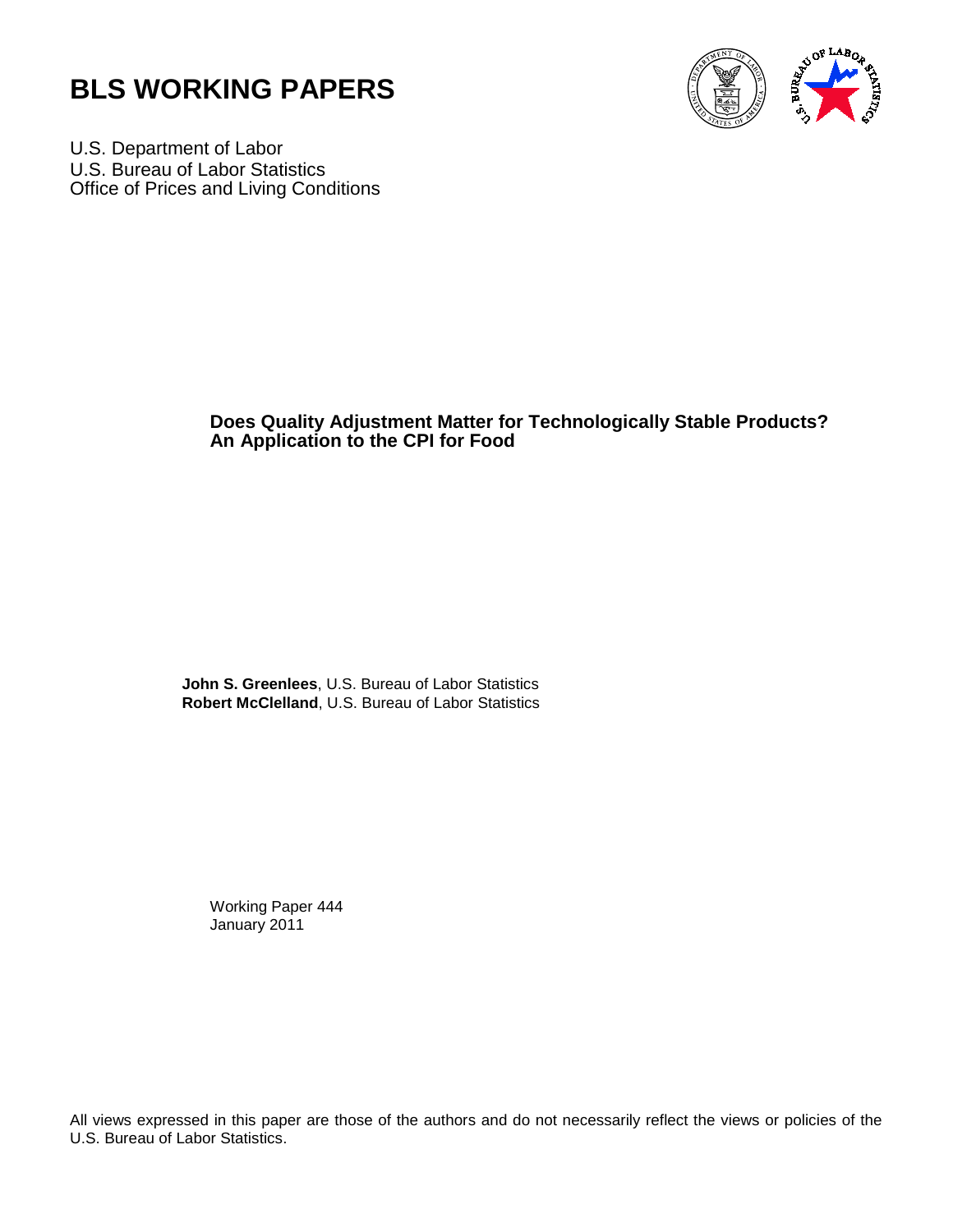# BLS WORKING PAPERS

U.S. Department of Labor
U.S. Bureau of Labor Statistics
Office of Prices and Living Conditions

**Does Quality Adjustment Matter for Technologically Stable Products?**
**An Application to the CPI for Food**

**John S. Greenlees**, U.S. Bureau of Labor Statistics
**Robert McClelland**, U.S. Bureau of Labor Statistics

Working Paper 444
January 2011

All views expressed in this paper are those of the authors and do not necessarily reflect the views or policies of the U.S. Bureau of Labor Statistics.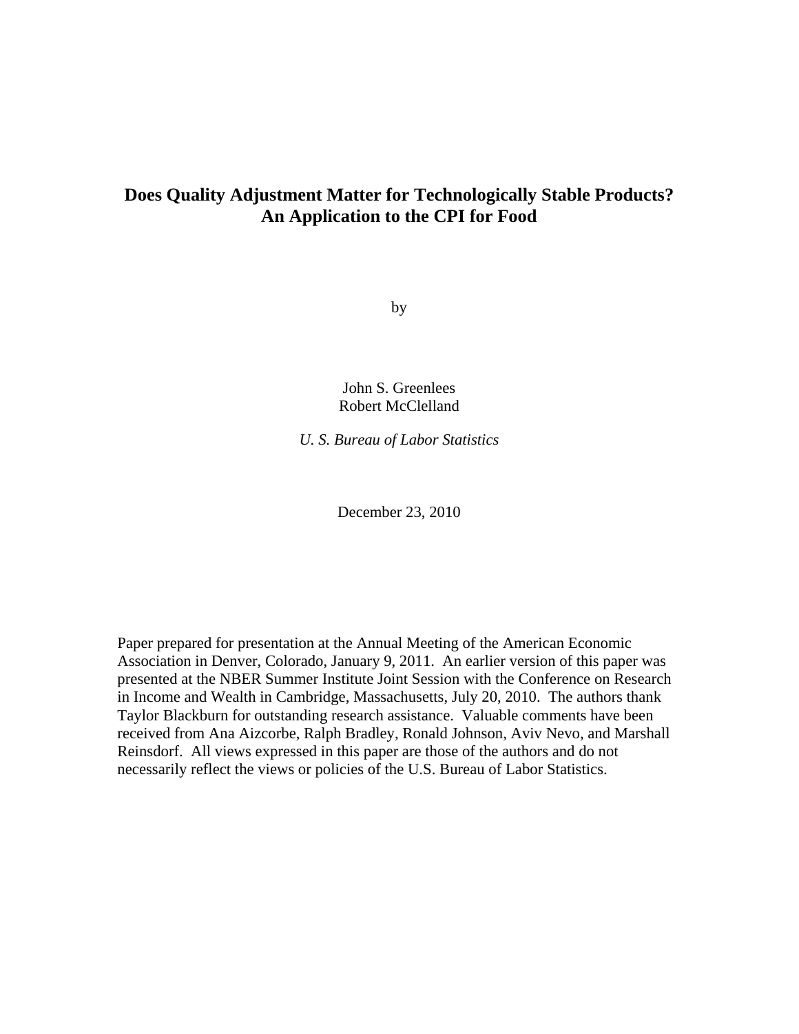# Does Quality Adjustment Matter for Technologically Stable Products? An Application to the CPI for Food

by

John S. Greenlees
Robert McClelland

*U. S. Bureau of Labor Statistics*

December 23, 2010

Paper prepared for presentation at the Annual Meeting of the American Economic Association in Denver, Colorado, January 9, 2011. An earlier version of this paper was presented at the NBER Summer Institute Joint Session with the Conference on Research in Income and Wealth in Cambridge, Massachusetts, July 20, 2010. The authors thank Taylor Blackburn for outstanding research assistance. Valuable comments have been received from Ana Aizcorbe, Ralph Bradley, Ronald Johnson, Aviv Nevo, and Marshall Reinsdorf. All views expressed in this paper are those of the authors and do not necessarily reflect the views or policies of the U.S. Bureau of Labor Statistics.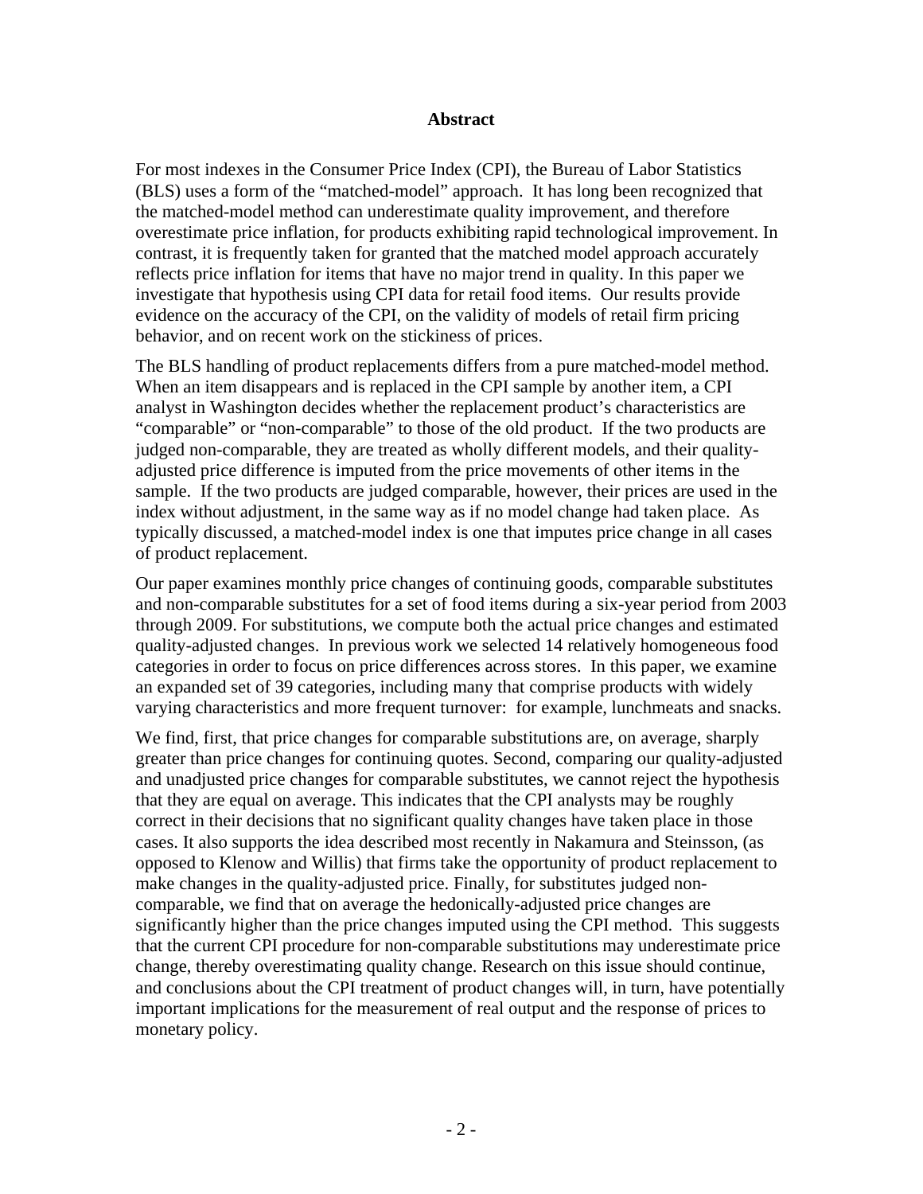**Abstract**

For most indexes in the Consumer Price Index (CPI), the Bureau of Labor Statistics (BLS) uses a form of the "matched-model" approach. It has long been recognized that the matched-model method can underestimate quality improvement, and therefore overestimate price inflation, for products exhibiting rapid technological improvement. In contrast, it is frequently taken for granted that the matched model approach accurately reflects price inflation for items that have no major trend in quality. In this paper we investigate that hypothesis using CPI data for retail food items. Our results provide evidence on the accuracy of the CPI, on the validity of models of retail firm pricing behavior, and on recent work on the stickiness of prices.

The BLS handling of product replacements differs from a pure matched-model method. When an item disappears and is replaced in the CPI sample by another item, a CPI analyst in Washington decides whether the replacement product's characteristics are "comparable" or "non-comparable" to those of the old product. If the two products are judged non-comparable, they are treated as wholly different models, and their quality-adjusted price difference is imputed from the price movements of other items in the sample. If the two products are judged comparable, however, their prices are used in the index without adjustment, in the same way as if no model change had taken place. As typically discussed, a matched-model index is one that imputes price change in all cases of product replacement.

Our paper examines monthly price changes of continuing goods, comparable substitutes and non-comparable substitutes for a set of food items during a six-year period from 2003 through 2009. For substitutions, we compute both the actual price changes and estimated quality-adjusted changes. In previous work we selected 14 relatively homogeneous food categories in order to focus on price differences across stores. In this paper, we examine an expanded set of 39 categories, including many that comprise products with widely varying characteristics and more frequent turnover: for example, lunchmeats and snacks.

We find, first, that price changes for comparable substitutions are, on average, sharply greater than price changes for continuing quotes. Second, comparing our quality-adjusted and unadjusted price changes for comparable substitutes, we cannot reject the hypothesis that they are equal on average. This indicates that the CPI analysts may be roughly correct in their decisions that no significant quality changes have taken place in those cases. It also supports the idea described most recently in Nakamura and Steinsson, (as opposed to Klenow and Willis) that firms take the opportunity of product replacement to make changes in the quality-adjusted price. Finally, for substitutes judged non-comparable, we find that on average the hedonically-adjusted price changes are significantly higher than the price changes imputed using the CPI method. This suggests that the current CPI procedure for non-comparable substitutions may underestimate price change, thereby overestimating quality change. Research on this issue should continue, and conclusions about the CPI treatment of product changes will, in turn, have potentially important implications for the measurement of real output and the response of prices to monetary policy.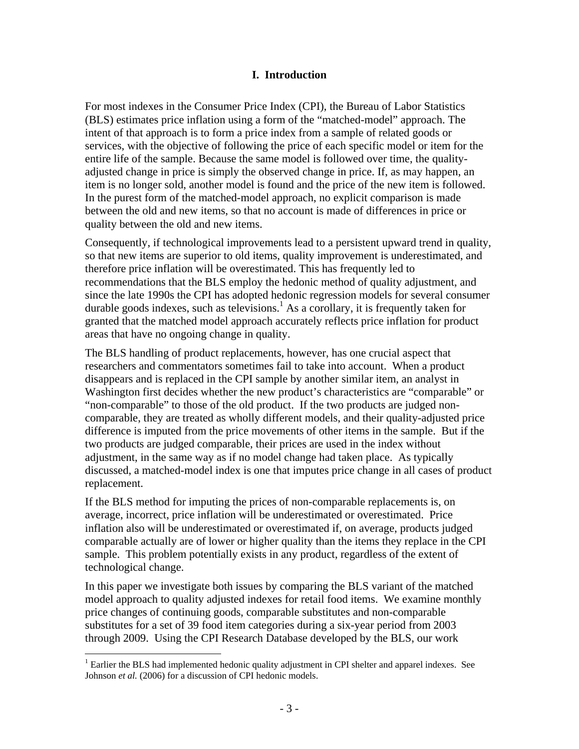## I. Introduction

For most indexes in the Consumer Price Index (CPI), the Bureau of Labor Statistics (BLS) estimates price inflation using a form of the "matched-model" approach. The intent of that approach is to form a price index from a sample of related goods or services, with the objective of following the price of each specific model or item for the entire life of the sample. Because the same model is followed over time, the quality-adjusted change in price is simply the observed change in price. If, as may happen, an item is no longer sold, another model is found and the price of the new item is followed. In the purest form of the matched-model approach, no explicit comparison is made between the old and new items, so that no account is made of differences in price or quality between the old and new items.

Consequently, if technological improvements lead to a persistent upward trend in quality, so that new items are superior to old items, quality improvement is underestimated, and therefore price inflation will be overestimated. This has frequently led to recommendations that the BLS employ the hedonic method of quality adjustment, and since the late 1990s the CPI has adopted hedonic regression models for several consumer durable goods indexes, such as televisions.[1] As a corollary, it is frequently taken for granted that the matched model approach accurately reflects price inflation for product areas that have no ongoing change in quality.

The BLS handling of product replacements, however, has one crucial aspect that researchers and commentators sometimes fail to take into account. When a product disappears and is replaced in the CPI sample by another similar item, an analyst in Washington first decides whether the new product's characteristics are "comparable" or "non-comparable" to those of the old product. If the two products are judged non-comparable, they are treated as wholly different models, and their quality-adjusted price difference is imputed from the price movements of other items in the sample. But if the two products are judged comparable, their prices are used in the index without adjustment, in the same way as if no model change had taken place. As typically discussed, a matched-model index is one that imputes price change in all cases of product replacement.

If the BLS method for imputing the prices of non-comparable replacements is, on average, incorrect, price inflation will be underestimated or overestimated. Price inflation also will be underestimated or overestimated if, on average, products judged comparable actually are of lower or higher quality than the items they replace in the CPI sample. This problem potentially exists in any product, regardless of the extent of technological change.

In this paper we investigate both issues by comparing the BLS variant of the matched model approach to quality adjusted indexes for retail food items. We examine monthly price changes of continuing goods, comparable substitutes and non-comparable substitutes for a set of 39 food item categories during a six-year period from 2003 through 2009. Using the CPI Research Database developed by the BLS, our work

[1] Earlier the BLS had implemented hedonic quality adjustment in CPI shelter and apparel indexes. See Johnson *et al.* (2006) for a discussion of CPI hedonic models.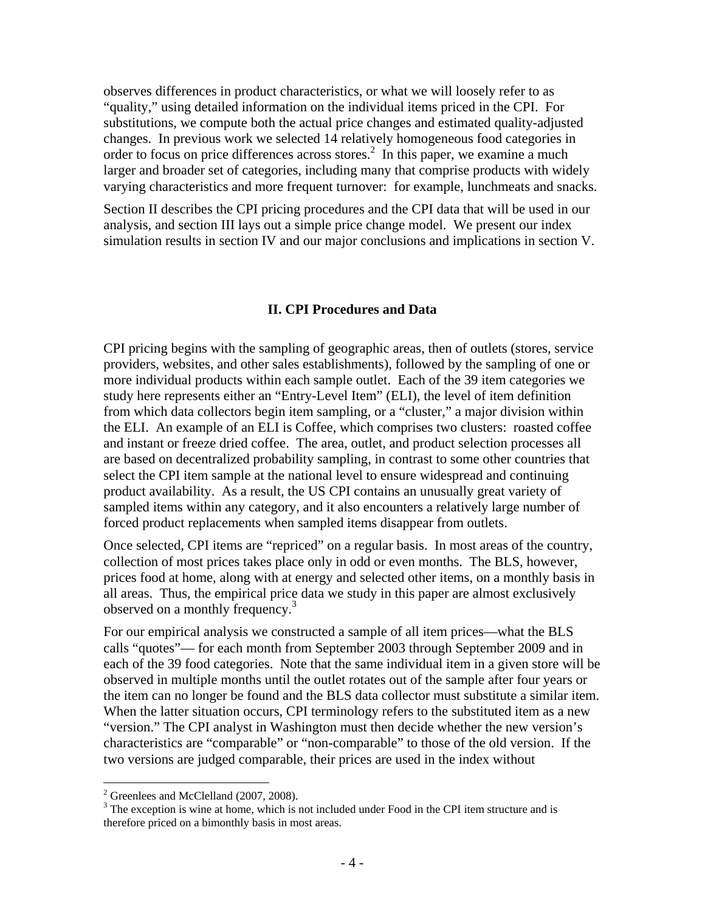observes differences in product characteristics, or what we will loosely refer to as "quality," using detailed information on the individual items priced in the CPI. For substitutions, we compute both the actual price changes and estimated quality-adjusted changes. In previous work we selected 14 relatively homogeneous food categories in order to focus on price differences across stores.[2] In this paper, we examine a much larger and broader set of categories, including many that comprise products with widely varying characteristics and more frequent turnover: for example, lunchmeats and snacks.

Section II describes the CPI pricing procedures and the CPI data that will be used in our analysis, and section III lays out a simple price change model. We present our index simulation results in section IV and our major conclusions and implications in section V.

## II. CPI Procedures and Data

CPI pricing begins with the sampling of geographic areas, then of outlets (stores, service providers, websites, and other sales establishments), followed by the sampling of one or more individual products within each sample outlet. Each of the 39 item categories we study here represents either an "Entry-Level Item" (ELI), the level of item definition from which data collectors begin item sampling, or a "cluster," a major division within the ELI. An example of an ELI is Coffee, which comprises two clusters: roasted coffee and instant or freeze dried coffee. The area, outlet, and product selection processes all are based on decentralized probability sampling, in contrast to some other countries that select the CPI item sample at the national level to ensure widespread and continuing product availability. As a result, the US CPI contains an unusually great variety of sampled items within any category, and it also encounters a relatively large number of forced product replacements when sampled items disappear from outlets.

Once selected, CPI items are "repriced" on a regular basis. In most areas of the country, collection of most prices takes place only in odd or even months. The BLS, however, prices food at home, along with at energy and selected other items, on a monthly basis in all areas. Thus, the empirical price data we study in this paper are almost exclusively observed on a monthly frequency.[3]

For our empirical analysis we constructed a sample of all item prices—what the BLS calls "quotes"— for each month from September 2003 through September 2009 and in each of the 39 food categories. Note that the same individual item in a given store will be observed in multiple months until the outlet rotates out of the sample after four years or the item can no longer be found and the BLS data collector must substitute a similar item. When the latter situation occurs, CPI terminology refers to the substituted item as a new "version." The CPI analyst in Washington must then decide whether the new version's characteristics are "comparable" or "non-comparable" to those of the old version. If the two versions are judged comparable, their prices are used in the index without

[2] Greenlees and McClelland (2007, 2008).

[3] The exception is wine at home, which is not included under Food in the CPI item structure and is therefore priced on a bimonthly basis in most areas.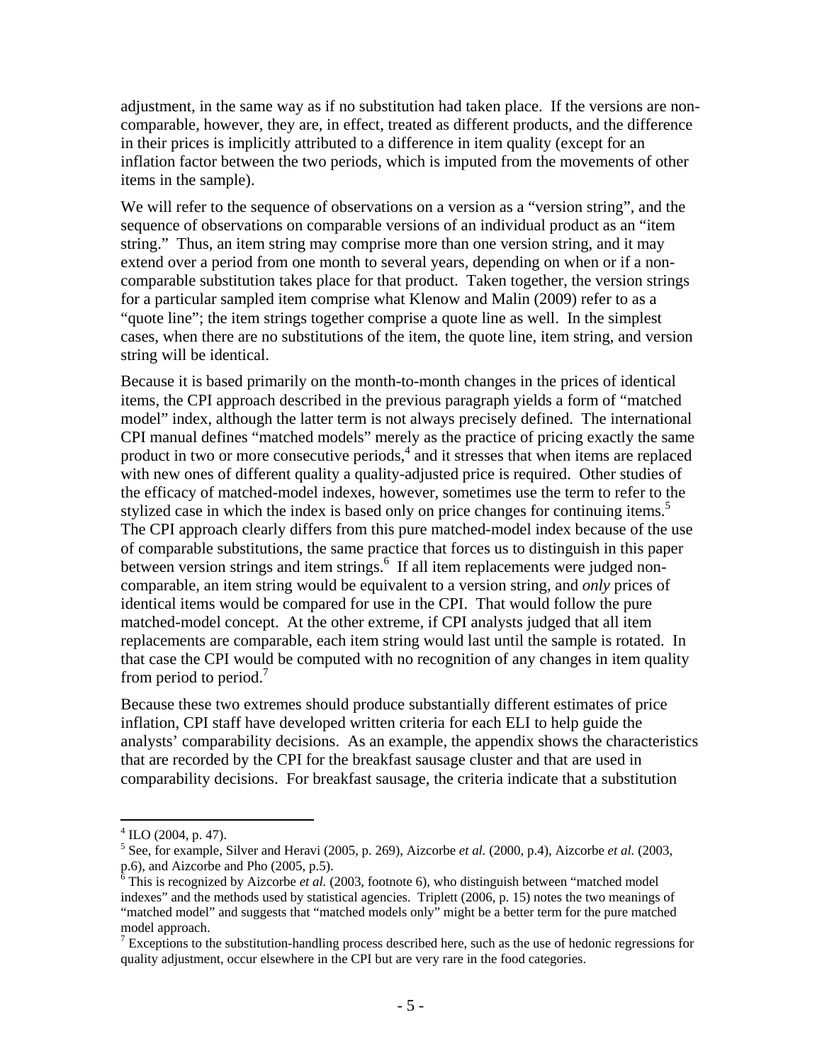adjustment, in the same way as if no substitution had taken place. If the versions are non-comparable, however, they are, in effect, treated as different products, and the difference in their prices is implicitly attributed to a difference in item quality (except for an inflation factor between the two periods, which is imputed from the movements of other items in the sample).

We will refer to the sequence of observations on a version as a "version string", and the sequence of observations on comparable versions of an individual product as an "item string." Thus, an item string may comprise more than one version string, and it may extend over a period from one month to several years, depending on when or if a non-comparable substitution takes place for that product. Taken together, the version strings for a particular sampled item comprise what Klenow and Malin (2009) refer to as a "quote line"; the item strings together comprise a quote line as well. In the simplest cases, when there are no substitutions of the item, the quote line, item string, and version string will be identical.

Because it is based primarily on the month-to-month changes in the prices of identical items, the CPI approach described in the previous paragraph yields a form of "matched model" index, although the latter term is not always precisely defined. The international CPI manual defines "matched models" merely as the practice of pricing exactly the same product in two or more consecutive periods,[4] and it stresses that when items are replaced with new ones of different quality a quality-adjusted price is required. Other studies of the efficacy of matched-model indexes, however, sometimes use the term to refer to the stylized case in which the index is based only on price changes for continuing items.[5] The CPI approach clearly differs from this pure matched-model index because of the use of comparable substitutions, the same practice that forces us to distinguish in this paper between version strings and item strings.[6] If all item replacements were judged non-comparable, an item string would be equivalent to a version string, and *only* prices of identical items would be compared for use in the CPI. That would follow the pure matched-model concept. At the other extreme, if CPI analysts judged that all item replacements are comparable, each item string would last until the sample is rotated. In that case the CPI would be computed with no recognition of any changes in item quality from period to period.[7]

Because these two extremes should produce substantially different estimates of price inflation, CPI staff have developed written criteria for each ELI to help guide the analysts' comparability decisions. As an example, the appendix shows the characteristics that are recorded by the CPI for the breakfast sausage cluster and that are used in comparability decisions. For breakfast sausage, the criteria indicate that a substitution

---

[4] ILO (2004, p. 47).

[5] See, for example, Silver and Heravi (2005, p. 269), Aizcorbe *et al.* (2000, p.4), Aizcorbe *et al.* (2003, p.6), and Aizcorbe and Pho (2005, p.5).

[6] This is recognized by Aizcorbe *et al.* (2003, footnote 6), who distinguish between "matched model indexes" and the methods used by statistical agencies. Triplett (2006, p. 15) notes the two meanings of "matched model" and suggests that "matched models only" might be a better term for the pure matched model approach.

[7] Exceptions to the substitution-handling process described here, such as the use of hedonic regressions for quality adjustment, occur elsewhere in the CPI but are very rare in the food categories.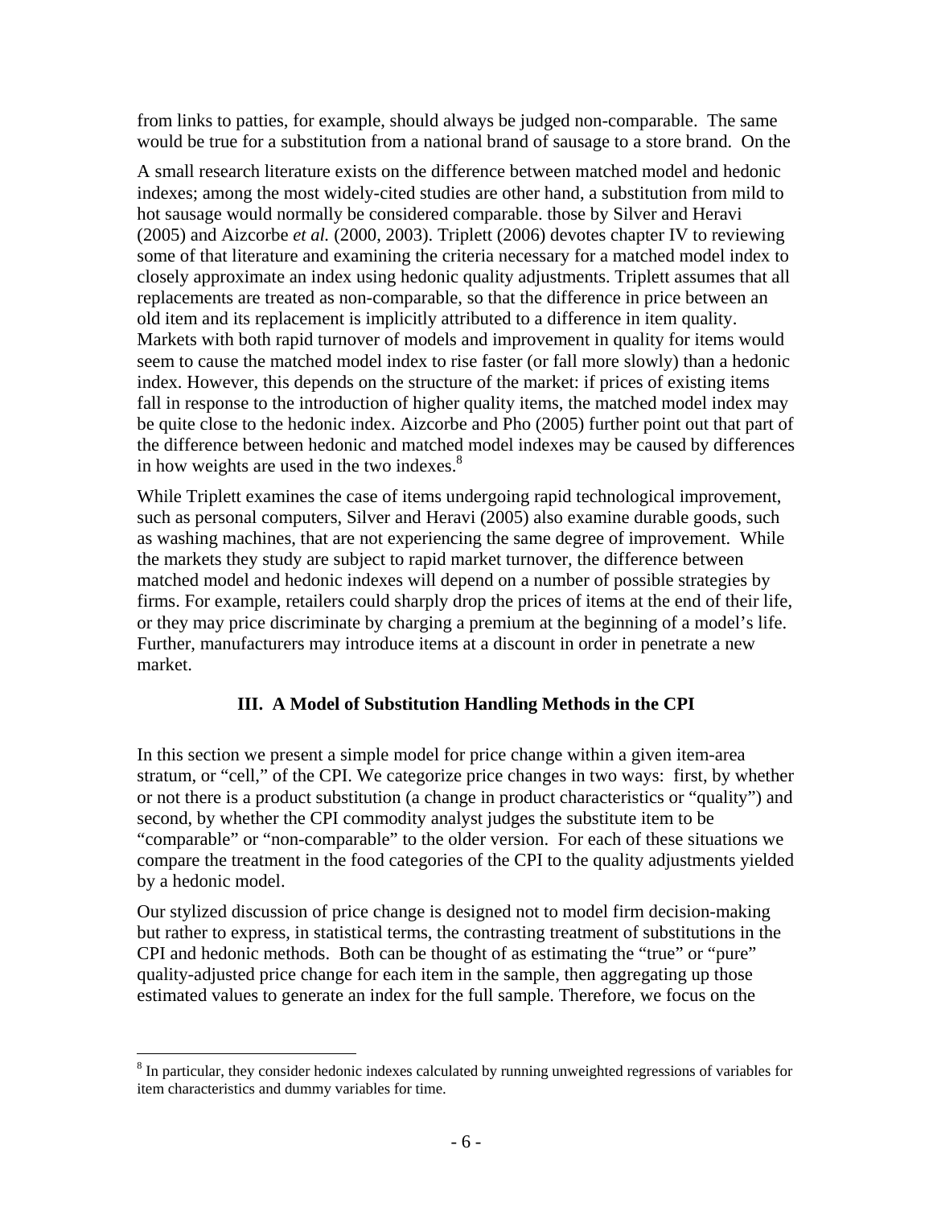from links to patties, for example, should always be judged non-comparable. The same would be true for a substitution from a national brand of sausage to a store brand. On the

A small research literature exists on the difference between matched model and hedonic indexes; among the most widely-cited studies are other hand, a substitution from mild to hot sausage would normally be considered comparable. those by Silver and Heravi (2005) and Aizcorbe *et al.* (2000, 2003). Triplett (2006) devotes chapter IV to reviewing some of that literature and examining the criteria necessary for a matched model index to closely approximate an index using hedonic quality adjustments. Triplett assumes that all replacements are treated as non-comparable, so that the difference in price between an old item and its replacement is implicitly attributed to a difference in item quality. Markets with both rapid turnover of models and improvement in quality for items would seem to cause the matched model index to rise faster (or fall more slowly) than a hedonic index. However, this depends on the structure of the market: if prices of existing items fall in response to the introduction of higher quality items, the matched model index may be quite close to the hedonic index. Aizcorbe and Pho (2005) further point out that part of the difference between hedonic and matched model indexes may be caused by differences in how weights are used in the two indexes.[8]

While Triplett examines the case of items undergoing rapid technological improvement, such as personal computers, Silver and Heravi (2005) also examine durable goods, such as washing machines, that are not experiencing the same degree of improvement. While the markets they study are subject to rapid market turnover, the difference between matched model and hedonic indexes will depend on a number of possible strategies by firms. For example, retailers could sharply drop the prices of items at the end of their life, or they may price discriminate by charging a premium at the beginning of a model's life. Further, manufacturers may introduce items at a discount in order in penetrate a new market.

## III. A Model of Substitution Handling Methods in the CPI

In this section we present a simple model for price change within a given item-area stratum, or "cell," of the CPI. We categorize price changes in two ways: first, by whether or not there is a product substitution (a change in product characteristics or "quality") and second, by whether the CPI commodity analyst judges the substitute item to be "comparable" or "non-comparable" to the older version. For each of these situations we compare the treatment in the food categories of the CPI to the quality adjustments yielded by a hedonic model.

Our stylized discussion of price change is designed not to model firm decision-making but rather to express, in statistical terms, the contrasting treatment of substitutions in the CPI and hedonic methods. Both can be thought of as estimating the "true" or "pure" quality-adjusted price change for each item in the sample, then aggregating up those estimated values to generate an index for the full sample. Therefore, we focus on the

[8] In particular, they consider hedonic indexes calculated by running unweighted regressions of variables for item characteristics and dummy variables for time.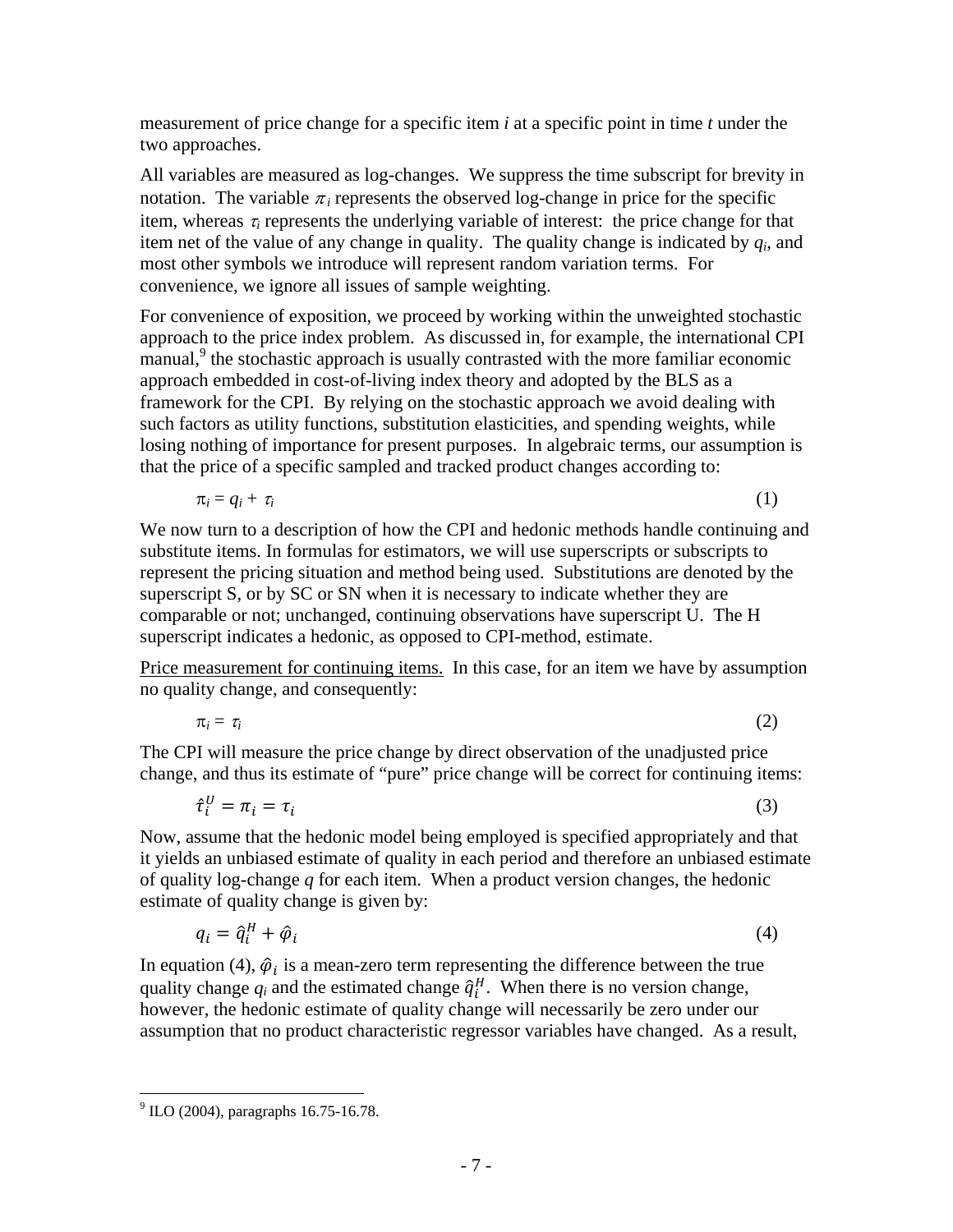measurement of price change for a specific item *i* at a specific point in time *t* under the two approaches.

All variables are measured as log-changes. We suppress the time subscript for brevity in notation. The variable $\pi_i$ represents the observed log-change in price for the specific item, whereas $\tau_i$ represents the underlying variable of interest: the price change for that item net of the value of any change in quality. The quality change is indicated by $q_i$, and most other symbols we introduce will represent random variation terms. For convenience, we ignore all issues of sample weighting.

For convenience of exposition, we proceed by working within the unweighted stochastic approach to the price index problem. As discussed in, for example, the international CPI manual,[9] the stochastic approach is usually contrasted with the more familiar economic approach embedded in cost-of-living index theory and adopted by the BLS as a framework for the CPI. By relying on the stochastic approach we avoid dealing with such factors as utility functions, substitution elasticities, and spending weights, while losing nothing of importance for present purposes. In algebraic terms, our assumption is that the price of a specific sampled and tracked product changes according to:

$$\pi_i = q_i + \tau_i \tag{1}$$

We now turn to a description of how the CPI and hedonic methods handle continuing and substitute items. In formulas for estimators, we will use superscripts or subscripts to represent the pricing situation and method being used. Substitutions are denoted by the superscript S, or by SC or SN when it is necessary to indicate whether they are comparable or not; unchanged, continuing observations have superscript U. The H superscript indicates a hedonic, as opposed to CPI-method, estimate.

<u>Price measurement for continuing items.</u> In this case, for an item we have by assumption no quality change, and consequently:

$$\pi_i = \tau_i \tag{2}$$

The CPI will measure the price change by direct observation of the unadjusted price change, and thus its estimate of "pure" price change will be correct for continuing items:

$$\hat{\tau}_i^U = \pi_i = \tau_i \tag{3}$$

Now, assume that the hedonic model being employed is specified appropriately and that it yields an unbiased estimate of quality in each period and therefore an unbiased estimate of quality log-change $q$ for each item. When a product version changes, the hedonic estimate of quality change is given by:

$$q_i = \hat{q}_i^H + \hat{\varphi}_i \tag{4}$$

In equation (4), $\hat{\varphi}_i$ is a mean-zero term representing the difference between the true quality change $q_i$ and the estimated change $\hat{q}_i^H$. When there is no version change, however, the hedonic estimate of quality change will necessarily be zero under our assumption that no product characteristic regressor variables have changed. As a result,

[9] ILO (2004), paragraphs 16.75-16.78.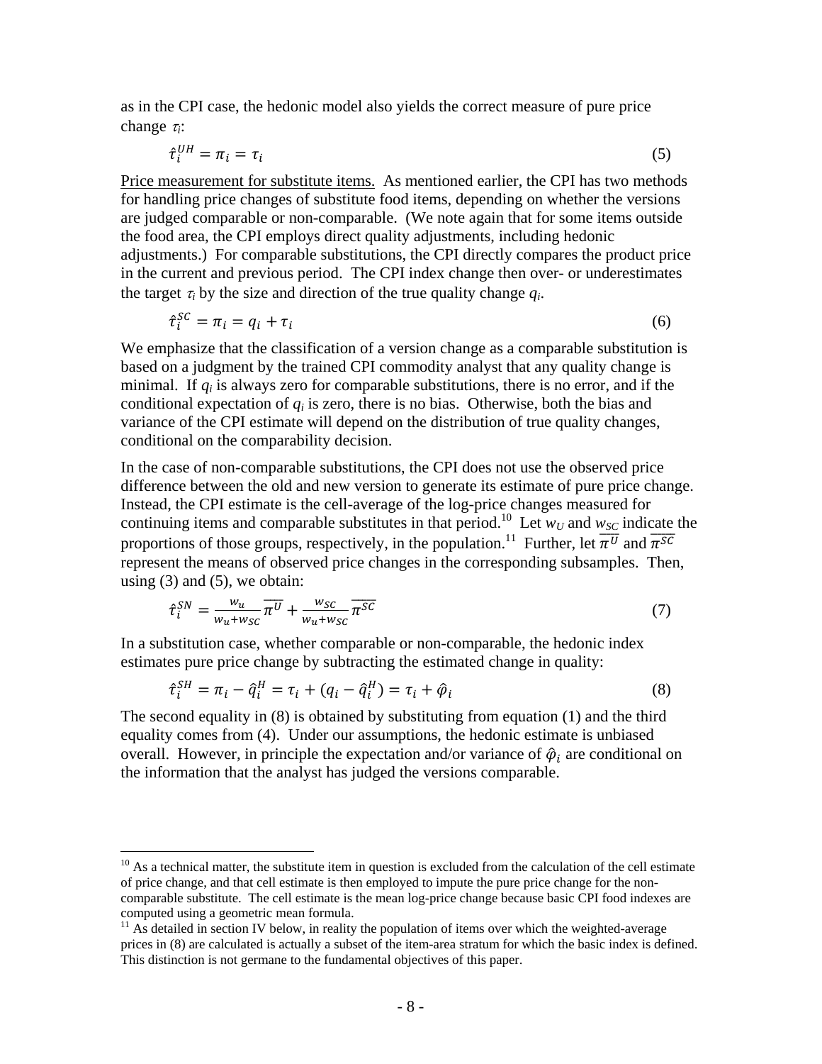as in the CPI case, the hedonic model also yields the correct measure of pure price change $\tau_i$:

$$\hat{\tau}_i^{UH} = \pi_i = \tau_i \tag{5}$$

Price measurement for substitute items. As mentioned earlier, the CPI has two methods for handling price changes of substitute food items, depending on whether the versions are judged comparable or non-comparable. (We note again that for some items outside the food area, the CPI employs direct quality adjustments, including hedonic adjustments.) For comparable substitutions, the CPI directly compares the product price in the current and previous period. The CPI index change then over- or underestimates the target $\tau_i$ by the size and direction of the true quality change $q_i$.

$$\hat{\tau}_i^{SC} = \pi_i = q_i + \tau_i \tag{6}$$

We emphasize that the classification of a version change as a comparable substitution is based on a judgment by the trained CPI commodity analyst that any quality change is minimal. If $q_i$ is always zero for comparable substitutions, there is no error, and if the conditional expectation of $q_i$ is zero, there is no bias. Otherwise, both the bias and variance of the CPI estimate will depend on the distribution of true quality changes, conditional on the comparability decision.

In the case of non-comparable substitutions, the CPI does not use the observed price difference between the old and new version to generate its estimate of pure price change. Instead, the CPI estimate is the cell-average of the log-price changes measured for continuing items and comparable substitutes in that period.[10] Let $w_U$ and $w_{SC}$ indicate the proportions of those groups, respectively, in the population.[11] Further, let $\overline{\pi^U}$ and $\overline{\pi^{SC}}$ represent the means of observed price changes in the corresponding subsamples. Then, using (3) and (5), we obtain:

$$\hat{\tau}_i^{SN} = \frac{w_u}{w_u + w_{SC}} \overline{\pi^U} + \frac{w_{SC}}{w_u + w_{SC}} \overline{\pi^{SC}} \tag{7}$$

In a substitution case, whether comparable or non-comparable, the hedonic index estimates pure price change by subtracting the estimated change in quality:

$$\hat{\tau}_i^{SH} = \pi_i - \hat{q}_i^H = \tau_i + (q_i - \hat{q}_i^H) = \tau_i + \hat{\varphi}_i \tag{8}$$

The second equality in (8) is obtained by substituting from equation (1) and the third equality comes from (4). Under our assumptions, the hedonic estimate is unbiased overall. However, in principle the expectation and/or variance of $\hat{\varphi}_i$ are conditional on the information that the analyst has judged the versions comparable.

[10] As a technical matter, the substitute item in question is excluded from the calculation of the cell estimate of price change, and that cell estimate is then employed to impute the pure price change for the non-comparable substitute. The cell estimate is the mean log-price change because basic CPI food indexes are computed using a geometric mean formula.

[11] As detailed in section IV below, in reality the population of items over which the weighted-average prices in (8) are calculated is actually a subset of the item-area stratum for which the basic index is defined. This distinction is not germane to the fundamental objectives of this paper.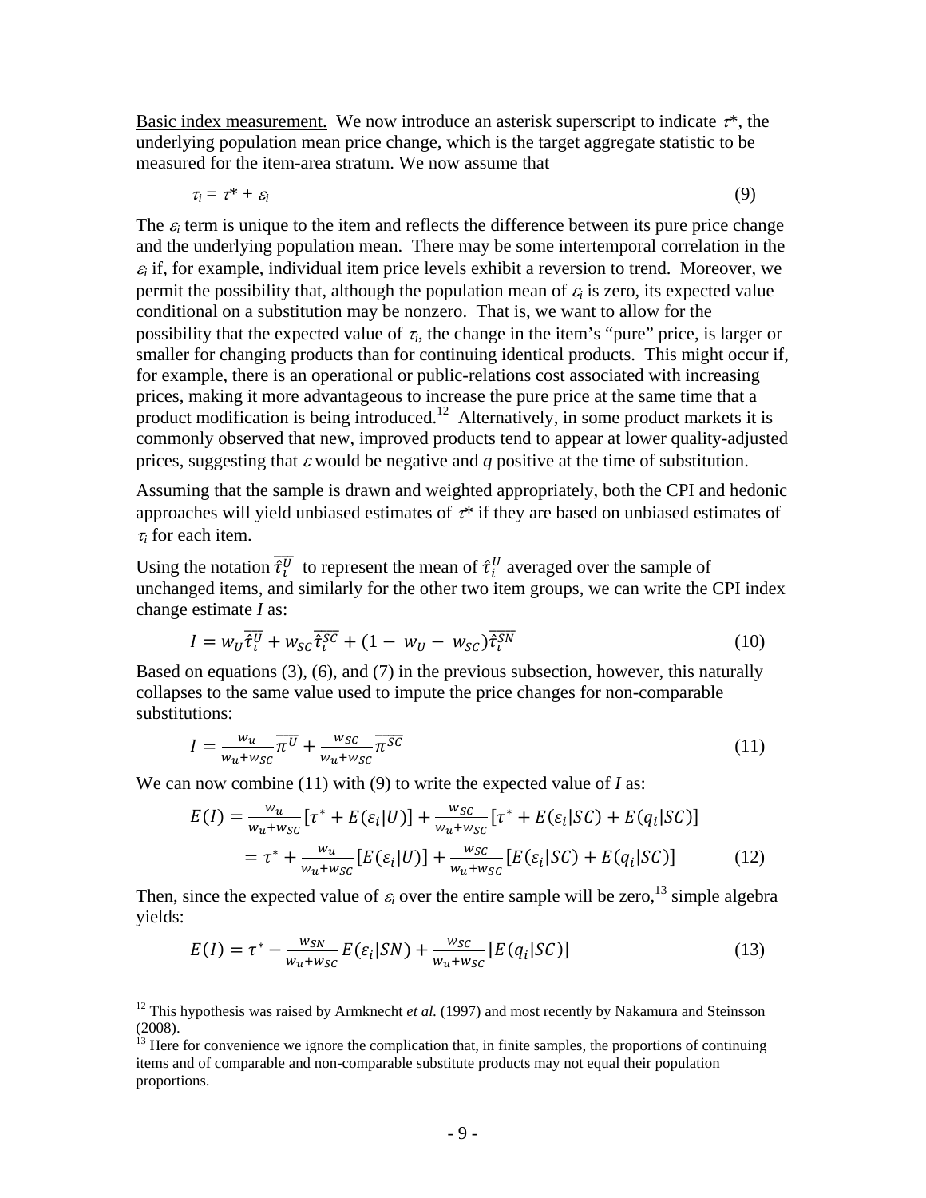Basic index measurement. We now introduce an asterisk superscript to indicate $\tau^*$, the underlying population mean price change, which is the target aggregate statistic to be measured for the item-area stratum. We now assume that

$$\tau_i = \tau^* + \varepsilon_i \tag{9}$$

The $\varepsilon_i$ term is unique to the item and reflects the difference between its pure price change and the underlying population mean. There may be some intertemporal correlation in the $\varepsilon_i$ if, for example, individual item price levels exhibit a reversion to trend. Moreover, we permit the possibility that, although the population mean of $\varepsilon_i$ is zero, its expected value conditional on a substitution may be nonzero. That is, we want to allow for the possibility that the expected value of $\tau_i$, the change in the item's "pure" price, is larger or smaller for changing products than for continuing identical products. This might occur if, for example, there is an operational or public-relations cost associated with increasing prices, making it more advantageous to increase the pure price at the same time that a product modification is being introduced.[12] Alternatively, in some product markets it is commonly observed that new, improved products tend to appear at lower quality-adjusted prices, suggesting that $\varepsilon$ would be negative and $q$ positive at the time of substitution.

Assuming that the sample is drawn and weighted appropriately, both the CPI and hedonic approaches will yield unbiased estimates of $\tau^*$ if they are based on unbiased estimates of $\tau_i$ for each item.

Using the notation $\overline{\hat{\tau}_i^U}$ to represent the mean of $\hat{\tau}_i^U$ averaged over the sample of unchanged items, and similarly for the other two item groups, we can write the CPI index change estimate $I$ as:

$$I = w_U \overline{\hat{\tau}_i^U} + w_{SC} \overline{\hat{\tau}_i^{SC}} + (1 - w_U - w_{SC}) \overline{\hat{\tau}_i^{SN}} \tag{10}$$

Based on equations (3), (6), and (7) in the previous subsection, however, this naturally collapses to the same value used to impute the price changes for non-comparable substitutions:

$$I = \frac{w_u}{w_u + w_{SC}} \overline{\pi^U} + \frac{w_{SC}}{w_u + w_{SC}} \overline{\pi^{SC}} \tag{11}$$

We can now combine (11) with (9) to write the expected value of $I$ as:

$$\begin{aligned} E(I) &= \frac{w_u}{w_u + w_{SC}} [\tau^* + E(\varepsilon_i | U)] + \frac{w_{SC}}{w_u + w_{SC}} [\tau^* + E(\varepsilon_i | SC) + E(q_i | SC)] \\ &= \tau^* + \frac{w_u}{w_u + w_{SC}} [E(\varepsilon_i | U)] + \frac{w_{SC}}{w_u + w_{SC}} [E(\varepsilon_i | SC) + E(q_i | SC)] \end{aligned} \tag{12}$$

Then, since the expected value of $\varepsilon_i$ over the entire sample will be zero,[13] simple algebra yields:

$$E(I) = \tau^* - \frac{w_{SN}}{w_u + w_{SC}} E(\varepsilon_i | SN) + \frac{w_{SC}}{w_u + w_{SC}} [E(q_i | SC)] \tag{13}$$

---

[12] This hypothesis was raised by Armknecht *et al.* (1997) and most recently by Nakamura and Steinsson (2008).

[13] Here for convenience we ignore the complication that, in finite samples, the proportions of continuing items and of comparable and non-comparable substitute products may not equal their population proportions.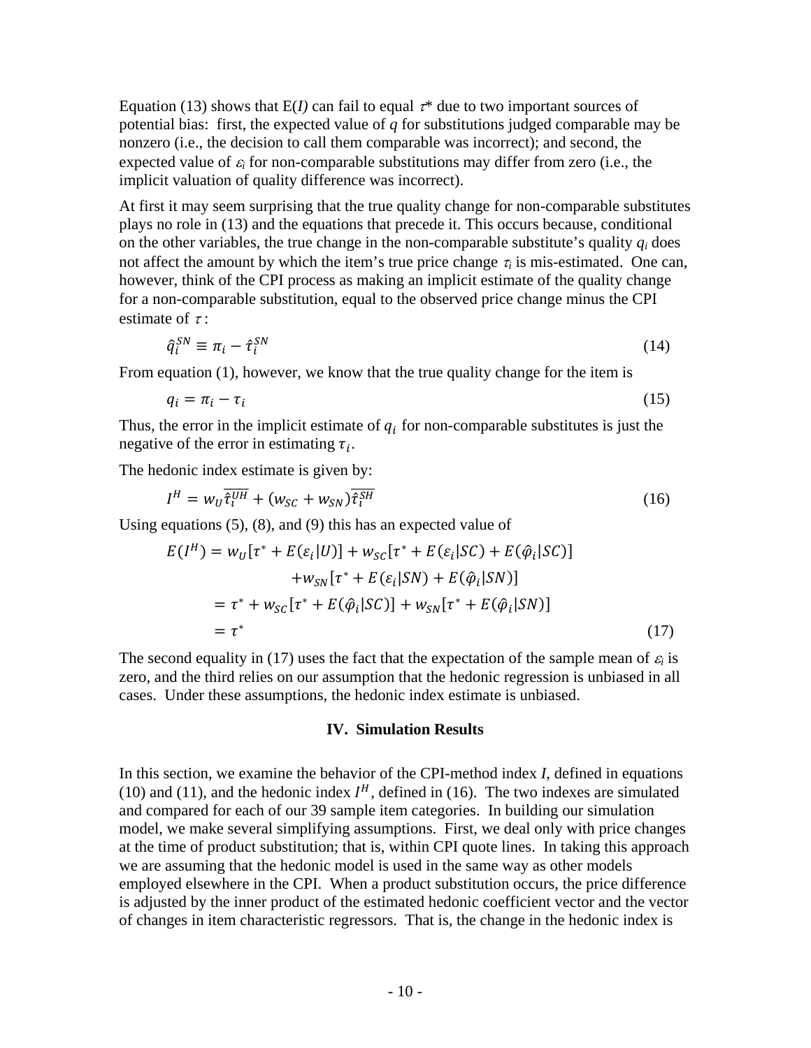Equation (13) shows that E($I$) can fail to equal $\tau$* due to two important sources of potential bias: first, the expected value of $q$ for substitutions judged comparable may be nonzero (i.e., the decision to call them comparable was incorrect); and second, the expected value of $\varepsilon_i$ for non-comparable substitutions may differ from zero (i.e., the implicit valuation of quality difference was incorrect).

At first it may seem surprising that the true quality change for non-comparable substitutes plays no role in (13) and the equations that precede it. This occurs because, conditional on the other variables, the true change in the non-comparable substitute's quality $q_i$ does not affect the amount by which the item's true price change $\tau_i$ is mis-estimated. One can, however, think of the CPI process as making an implicit estimate of the quality change for a non-comparable substitution, equal to the observed price change minus the CPI estimate of $\tau$:

$$\hat{q}_i^{SN} \equiv \pi_i - \hat{\tau}_i^{SN} \tag{14}$$

From equation (1), however, we know that the true quality change for the item is

$$q_i = \pi_i - \tau_i \tag{15}$$

Thus, the error in the implicit estimate of $q_i$ for non-comparable substitutes is just the negative of the error in estimating $\tau_i$.

The hedonic index estimate is given by:

$$I^H = w_U \overline{\hat{\tau}_i^{UH}} + (w_{SC} + w_{SN})\overline{\hat{\tau}_i^{SH}} \tag{16}$$

Using equations (5), (8), and (9) this has an expected value of

$$\begin{aligned}
E(I^H) &= w_U[\tau^* + E(\varepsilon_i|U)] + w_{SC}[\tau^* + E(\varepsilon_i|SC) + E(\hat{\varphi}_i|SC)] \\
&\qquad + w_{SN}[\tau^* + E(\varepsilon_i|SN) + E(\hat{\varphi}_i|SN)] \\
&= \tau^* + w_{SC}[\tau^* + E(\hat{\varphi}_i|SC)] + w_{SN}[\tau^* + E(\hat{\varphi}_i|SN)] \\
&= \tau^*
\end{aligned} \tag{17}$$

The second equality in (17) uses the fact that the expectation of the sample mean of $\varepsilon_i$ is zero, and the third relies on our assumption that the hedonic regression is unbiased in all cases. Under these assumptions, the hedonic index estimate is unbiased.

## IV. Simulation Results

In this section, we examine the behavior of the CPI-method index $I$, defined in equations (10) and (11), and the hedonic index $I^H$, defined in (16). The two indexes are simulated and compared for each of our 39 sample item categories. In building our simulation model, we make several simplifying assumptions. First, we deal only with price changes at the time of product substitution; that is, within CPI quote lines. In taking this approach we are assuming that the hedonic model is used in the same way as other models employed elsewhere in the CPI. When a product substitution occurs, the price difference is adjusted by the inner product of the estimated hedonic coefficient vector and the vector of changes in item characteristic regressors. That is, the change in the hedonic index is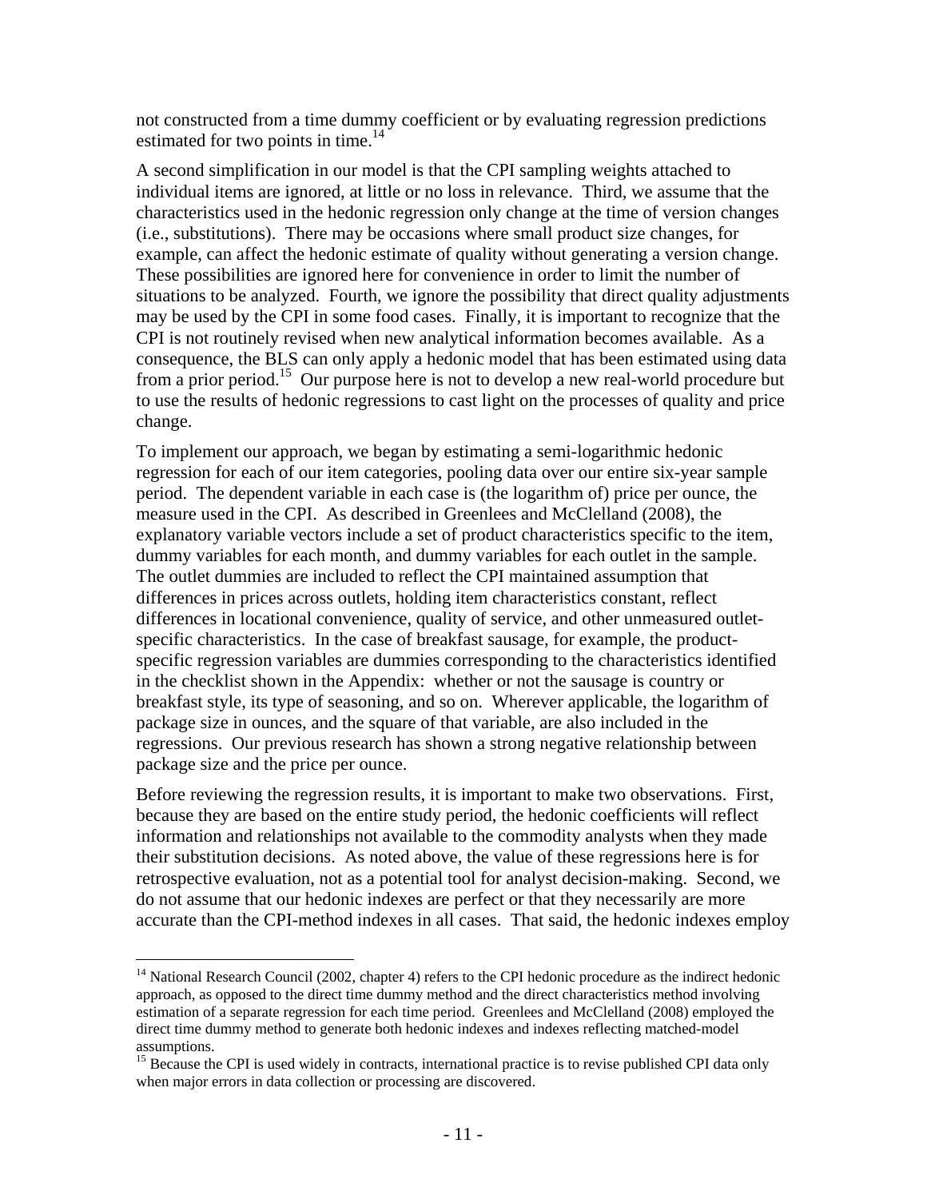not constructed from a time dummy coefficient or by evaluating regression predictions estimated for two points in time.[14]

A second simplification in our model is that the CPI sampling weights attached to individual items are ignored, at little or no loss in relevance. Third, we assume that the characteristics used in the hedonic regression only change at the time of version changes (i.e., substitutions). There may be occasions where small product size changes, for example, can affect the hedonic estimate of quality without generating a version change. These possibilities are ignored here for convenience in order to limit the number of situations to be analyzed. Fourth, we ignore the possibility that direct quality adjustments may be used by the CPI in some food cases. Finally, it is important to recognize that the CPI is not routinely revised when new analytical information becomes available. As a consequence, the BLS can only apply a hedonic model that has been estimated using data from a prior period.[15] Our purpose here is not to develop a new real-world procedure but to use the results of hedonic regressions to cast light on the processes of quality and price change.

To implement our approach, we began by estimating a semi-logarithmic hedonic regression for each of our item categories, pooling data over our entire six-year sample period. The dependent variable in each case is (the logarithm of) price per ounce, the measure used in the CPI. As described in Greenlees and McClelland (2008), the explanatory variable vectors include a set of product characteristics specific to the item, dummy variables for each month, and dummy variables for each outlet in the sample. The outlet dummies are included to reflect the CPI maintained assumption that differences in prices across outlets, holding item characteristics constant, reflect differences in locational convenience, quality of service, and other unmeasured outlet-specific characteristics. In the case of breakfast sausage, for example, the product-specific regression variables are dummies corresponding to the characteristics identified in the checklist shown in the Appendix: whether or not the sausage is country or breakfast style, its type of seasoning, and so on. Wherever applicable, the logarithm of package size in ounces, and the square of that variable, are also included in the regressions. Our previous research has shown a strong negative relationship between package size and the price per ounce.

Before reviewing the regression results, it is important to make two observations. First, because they are based on the entire study period, the hedonic coefficients will reflect information and relationships not available to the commodity analysts when they made their substitution decisions. As noted above, the value of these regressions here is for retrospective evaluation, not as a potential tool for analyst decision-making. Second, we do not assume that our hedonic indexes are perfect or that they necessarily are more accurate than the CPI-method indexes in all cases. That said, the hedonic indexes employ

[14] National Research Council (2002, chapter 4) refers to the CPI hedonic procedure as the indirect hedonic approach, as opposed to the direct time dummy method and the direct characteristics method involving estimation of a separate regression for each time period. Greenlees and McClelland (2008) employed the direct time dummy method to generate both hedonic indexes and indexes reflecting matched-model assumptions.

[15] Because the CPI is used widely in contracts, international practice is to revise published CPI data only when major errors in data collection or processing are discovered.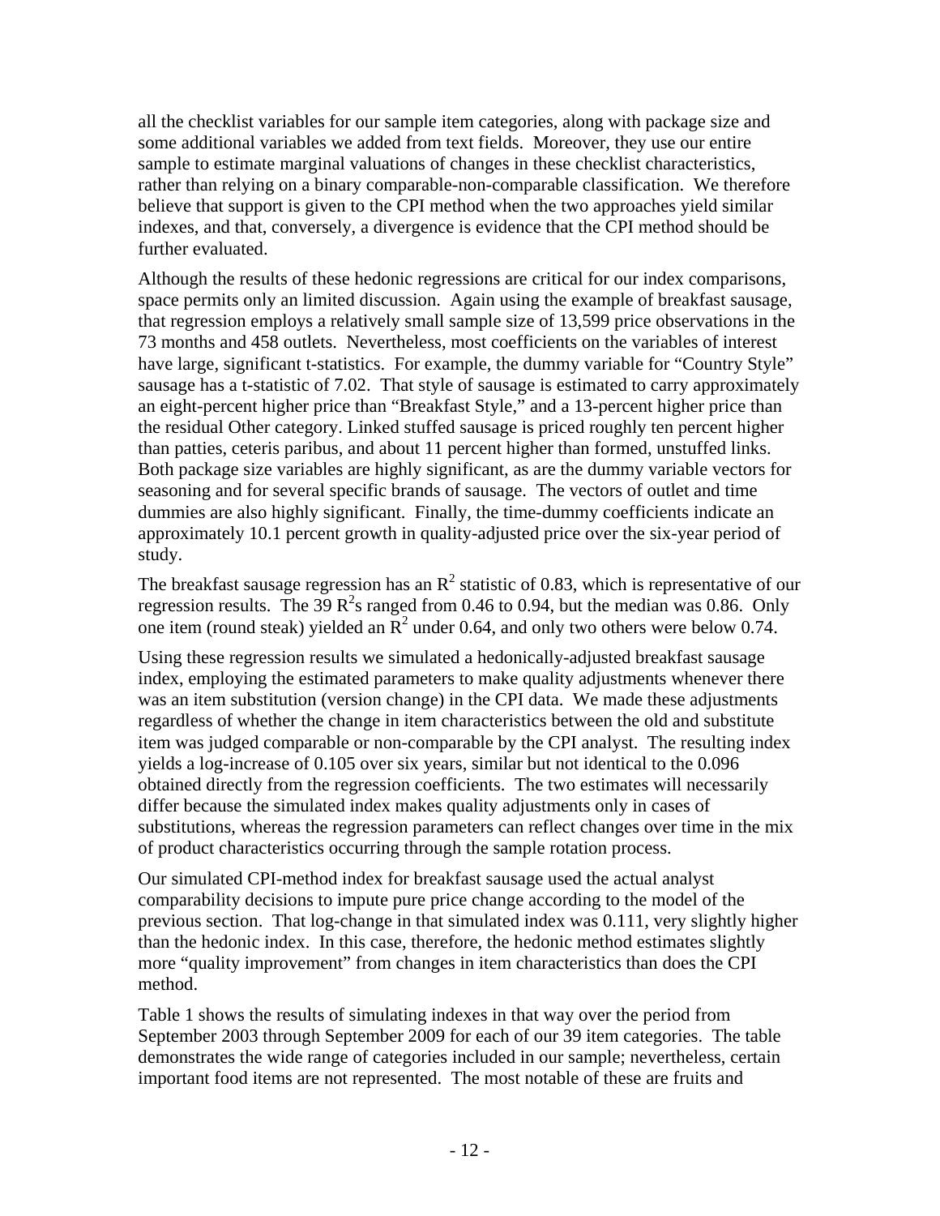all the checklist variables for our sample item categories, along with package size and some additional variables we added from text fields. Moreover, they use our entire sample to estimate marginal valuations of changes in these checklist characteristics, rather than relying on a binary comparable-non-comparable classification. We therefore believe that support is given to the CPI method when the two approaches yield similar indexes, and that, conversely, a divergence is evidence that the CPI method should be further evaluated.

Although the results of these hedonic regressions are critical for our index comparisons, space permits only an limited discussion. Again using the example of breakfast sausage, that regression employs a relatively small sample size of 13,599 price observations in the 73 months and 458 outlets. Nevertheless, most coefficients on the variables of interest have large, significant t-statistics. For example, the dummy variable for "Country Style" sausage has a t-statistic of 7.02. That style of sausage is estimated to carry approximately an eight-percent higher price than "Breakfast Style," and a 13-percent higher price than the residual Other category. Linked stuffed sausage is priced roughly ten percent higher than patties, ceteris paribus, and about 11 percent higher than formed, unstuffed links. Both package size variables are highly significant, as are the dummy variable vectors for seasoning and for several specific brands of sausage. The vectors of outlet and time dummies are also highly significant. Finally, the time-dummy coefficients indicate an approximately 10.1 percent growth in quality-adjusted price over the six-year period of study.

The breakfast sausage regression has an $R^2$ statistic of 0.83, which is representative of our regression results. The 39 $R^2$s ranged from 0.46 to 0.94, but the median was 0.86. Only one item (round steak) yielded an $R^2$ under 0.64, and only two others were below 0.74.

Using these regression results we simulated a hedonically-adjusted breakfast sausage index, employing the estimated parameters to make quality adjustments whenever there was an item substitution (version change) in the CPI data. We made these adjustments regardless of whether the change in item characteristics between the old and substitute item was judged comparable or non-comparable by the CPI analyst. The resulting index yields a log-increase of 0.105 over six years, similar but not identical to the 0.096 obtained directly from the regression coefficients. The two estimates will necessarily differ because the simulated index makes quality adjustments only in cases of substitutions, whereas the regression parameters can reflect changes over time in the mix of product characteristics occurring through the sample rotation process.

Our simulated CPI-method index for breakfast sausage used the actual analyst comparability decisions to impute pure price change according to the model of the previous section. That log-change in that simulated index was 0.111, very slightly higher than the hedonic index. In this case, therefore, the hedonic method estimates slightly more "quality improvement" from changes in item characteristics than does the CPI method.

Table 1 shows the results of simulating indexes in that way over the period from September 2003 through September 2009 for each of our 39 item categories. The table demonstrates the wide range of categories included in our sample; nevertheless, certain important food items are not represented. The most notable of these are fruits and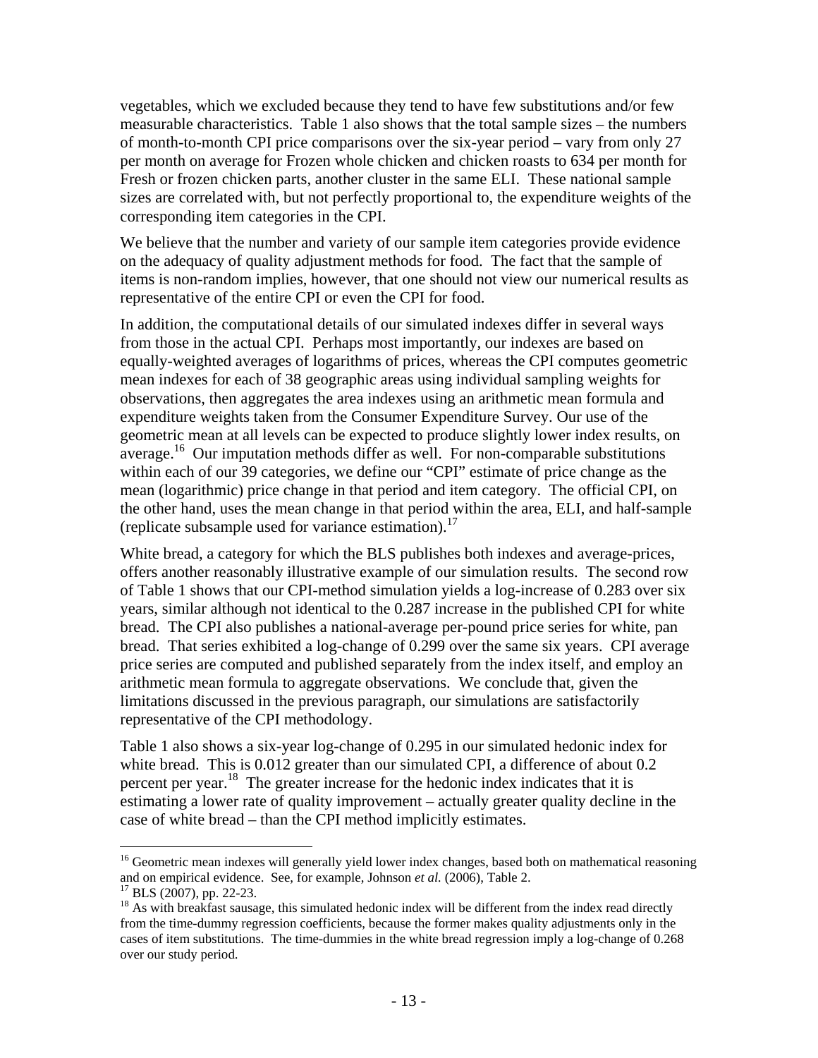vegetables, which we excluded because they tend to have few substitutions and/or few measurable characteristics. Table 1 also shows that the total sample sizes – the numbers of month-to-month CPI price comparisons over the six-year period – vary from only 27 per month on average for Frozen whole chicken and chicken roasts to 634 per month for Fresh or frozen chicken parts, another cluster in the same ELI. These national sample sizes are correlated with, but not perfectly proportional to, the expenditure weights of the corresponding item categories in the CPI.

We believe that the number and variety of our sample item categories provide evidence on the adequacy of quality adjustment methods for food. The fact that the sample of items is non-random implies, however, that one should not view our numerical results as representative of the entire CPI or even the CPI for food.

In addition, the computational details of our simulated indexes differ in several ways from those in the actual CPI. Perhaps most importantly, our indexes are based on equally-weighted averages of logarithms of prices, whereas the CPI computes geometric mean indexes for each of 38 geographic areas using individual sampling weights for observations, then aggregates the area indexes using an arithmetic mean formula and expenditure weights taken from the Consumer Expenditure Survey. Our use of the geometric mean at all levels can be expected to produce slightly lower index results, on average.[16] Our imputation methods differ as well. For non-comparable substitutions within each of our 39 categories, we define our "CPI" estimate of price change as the mean (logarithmic) price change in that period and item category. The official CPI, on the other hand, uses the mean change in that period within the area, ELI, and half-sample (replicate subsample used for variance estimation).[17]

White bread, a category for which the BLS publishes both indexes and average-prices, offers another reasonably illustrative example of our simulation results. The second row of Table 1 shows that our CPI-method simulation yields a log-increase of 0.283 over six years, similar although not identical to the 0.287 increase in the published CPI for white bread. The CPI also publishes a national-average per-pound price series for white, pan bread. That series exhibited a log-change of 0.299 over the same six years. CPI average price series are computed and published separately from the index itself, and employ an arithmetic mean formula to aggregate observations. We conclude that, given the limitations discussed in the previous paragraph, our simulations are satisfactorily representative of the CPI methodology.

Table 1 also shows a six-year log-change of 0.295 in our simulated hedonic index for white bread. This is 0.012 greater than our simulated CPI, a difference of about 0.2 percent per year.[18] The greater increase for the hedonic index indicates that it is estimating a lower rate of quality improvement – actually greater quality decline in the case of white bread – than the CPI method implicitly estimates.

---

[16] Geometric mean indexes will generally yield lower index changes, based both on mathematical reasoning and on empirical evidence. See, for example, Johnson *et al.* (2006), Table 2.

[17] BLS (2007), pp. 22-23.

[18] As with breakfast sausage, this simulated hedonic index will be different from the index read directly from the time-dummy regression coefficients, because the former makes quality adjustments only in the cases of item substitutions. The time-dummies in the white bread regression imply a log-change of 0.268 over our study period.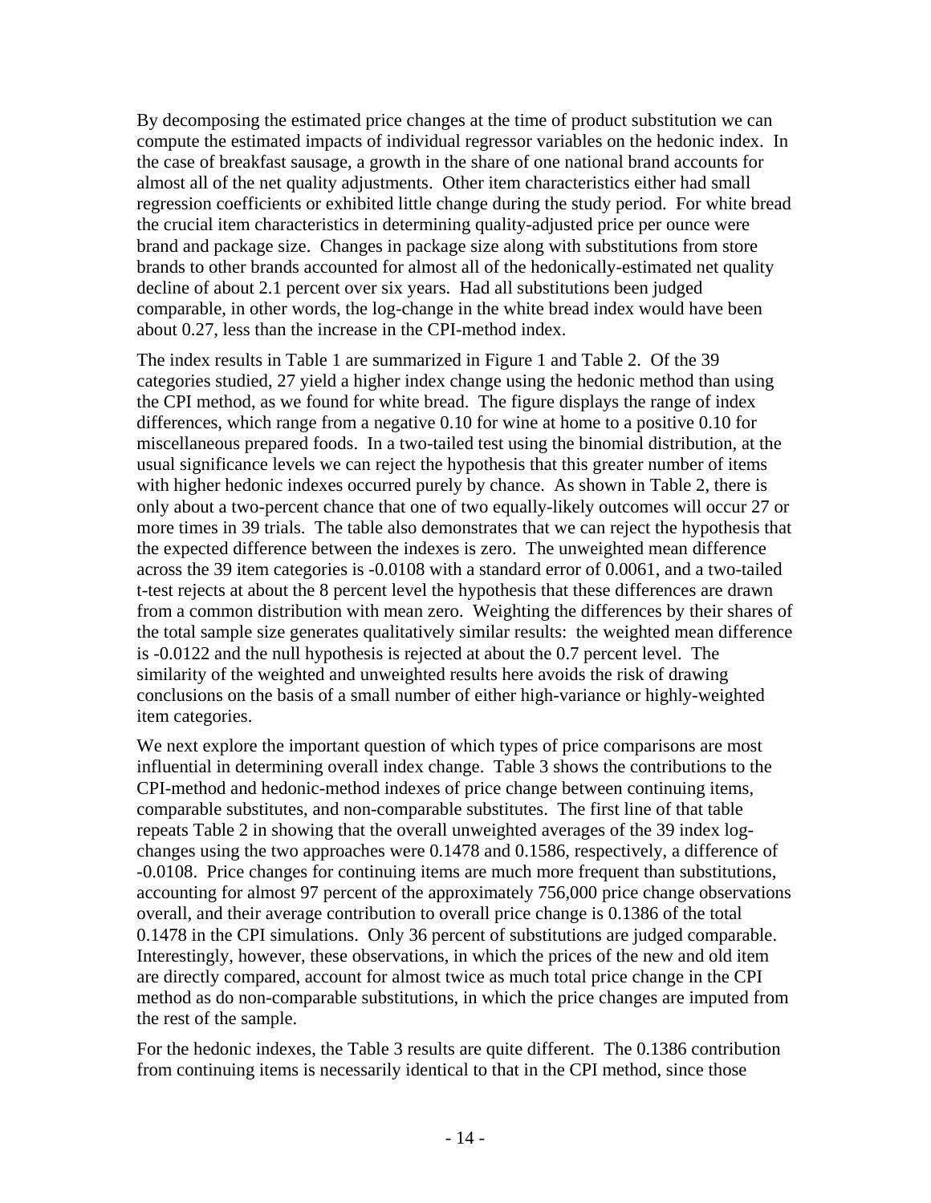By decomposing the estimated price changes at the time of product substitution we can compute the estimated impacts of individual regressor variables on the hedonic index. In the case of breakfast sausage, a growth in the share of one national brand accounts for almost all of the net quality adjustments. Other item characteristics either had small regression coefficients or exhibited little change during the study period. For white bread the crucial item characteristics in determining quality-adjusted price per ounce were brand and package size. Changes in package size along with substitutions from store brands to other brands accounted for almost all of the hedonically-estimated net quality decline of about 2.1 percent over six years. Had all substitutions been judged comparable, in other words, the log-change in the white bread index would have been about 0.27, less than the increase in the CPI-method index.

The index results in Table 1 are summarized in Figure 1 and Table 2. Of the 39 categories studied, 27 yield a higher index change using the hedonic method than using the CPI method, as we found for white bread. The figure displays the range of index differences, which range from a negative 0.10 for wine at home to a positive 0.10 for miscellaneous prepared foods. In a two-tailed test using the binomial distribution, at the usual significance levels we can reject the hypothesis that this greater number of items with higher hedonic indexes occurred purely by chance. As shown in Table 2, there is only about a two-percent chance that one of two equally-likely outcomes will occur 27 or more times in 39 trials. The table also demonstrates that we can reject the hypothesis that the expected difference between the indexes is zero. The unweighted mean difference across the 39 item categories is -0.0108 with a standard error of 0.0061, and a two-tailed t-test rejects at about the 8 percent level the hypothesis that these differences are drawn from a common distribution with mean zero. Weighting the differences by their shares of the total sample size generates qualitatively similar results: the weighted mean difference is -0.0122 and the null hypothesis is rejected at about the 0.7 percent level. The similarity of the weighted and unweighted results here avoids the risk of drawing conclusions on the basis of a small number of either high-variance or highly-weighted item categories.

We next explore the important question of which types of price comparisons are most influential in determining overall index change. Table 3 shows the contributions to the CPI-method and hedonic-method indexes of price change between continuing items, comparable substitutes, and non-comparable substitutes. The first line of that table repeats Table 2 in showing that the overall unweighted averages of the 39 index log-changes using the two approaches were 0.1478 and 0.1586, respectively, a difference of -0.0108. Price changes for continuing items are much more frequent than substitutions, accounting for almost 97 percent of the approximately 756,000 price change observations overall, and their average contribution to overall price change is 0.1386 of the total 0.1478 in the CPI simulations. Only 36 percent of substitutions are judged comparable. Interestingly, however, these observations, in which the prices of the new and old item are directly compared, account for almost twice as much total price change in the CPI method as do non-comparable substitutions, in which the price changes are imputed from the rest of the sample.

For the hedonic indexes, the Table 3 results are quite different. The 0.1386 contribution from continuing items is necessarily identical to that in the CPI method, since those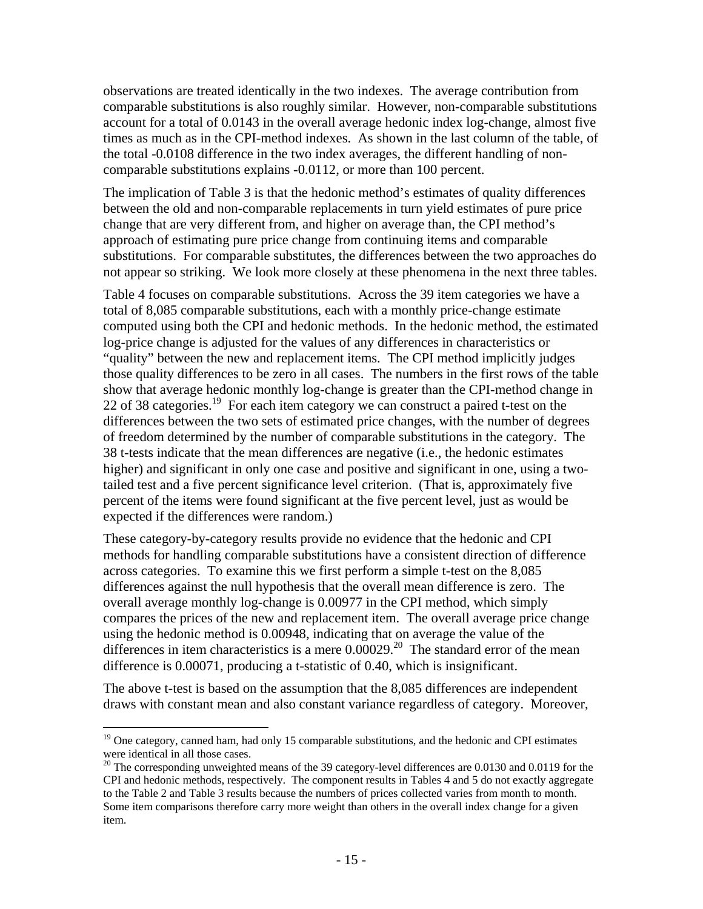observations are treated identically in the two indexes. The average contribution from comparable substitutions is also roughly similar. However, non-comparable substitutions account for a total of 0.0143 in the overall average hedonic index log-change, almost five times as much as in the CPI-method indexes. As shown in the last column of the table, of the total -0.0108 difference in the two index averages, the different handling of non-comparable substitutions explains -0.0112, or more than 100 percent.

The implication of Table 3 is that the hedonic method's estimates of quality differences between the old and non-comparable replacements in turn yield estimates of pure price change that are very different from, and higher on average than, the CPI method's approach of estimating pure price change from continuing items and comparable substitutions. For comparable substitutes, the differences between the two approaches do not appear so striking. We look more closely at these phenomena in the next three tables.

Table 4 focuses on comparable substitutions. Across the 39 item categories we have a total of 8,085 comparable substitutions, each with a monthly price-change estimate computed using both the CPI and hedonic methods. In the hedonic method, the estimated log-price change is adjusted for the values of any differences in characteristics or "quality" between the new and replacement items. The CPI method implicitly judges those quality differences to be zero in all cases. The numbers in the first rows of the table show that average hedonic monthly log-change is greater than the CPI-method change in 22 of 38 categories.[19] For each item category we can construct a paired t-test on the differences between the two sets of estimated price changes, with the number of degrees of freedom determined by the number of comparable substitutions in the category. The 38 t-tests indicate that the mean differences are negative (i.e., the hedonic estimates higher) and significant in only one case and positive and significant in one, using a two-tailed test and a five percent significance level criterion. (That is, approximately five percent of the items were found significant at the five percent level, just as would be expected if the differences were random.)

These category-by-category results provide no evidence that the hedonic and CPI methods for handling comparable substitutions have a consistent direction of difference across categories. To examine this we first perform a simple t-test on the 8,085 differences against the null hypothesis that the overall mean difference is zero. The overall average monthly log-change is 0.00977 in the CPI method, which simply compares the prices of the new and replacement item. The overall average price change using the hedonic method is 0.00948, indicating that on average the value of the differences in item characteristics is a mere 0.00029.[20] The standard error of the mean difference is 0.00071, producing a t-statistic of 0.40, which is insignificant.

The above t-test is based on the assumption that the 8,085 differences are independent draws with constant mean and also constant variance regardless of category. Moreover,

---

[19] One category, canned ham, had only 15 comparable substitutions, and the hedonic and CPI estimates were identical in all those cases.

[20] The corresponding unweighted means of the 39 category-level differences are 0.0130 and 0.0119 for the CPI and hedonic methods, respectively. The component results in Tables 4 and 5 do not exactly aggregate to the Table 2 and Table 3 results because the numbers of prices collected varies from month to month. Some item comparisons therefore carry more weight than others in the overall index change for a given item.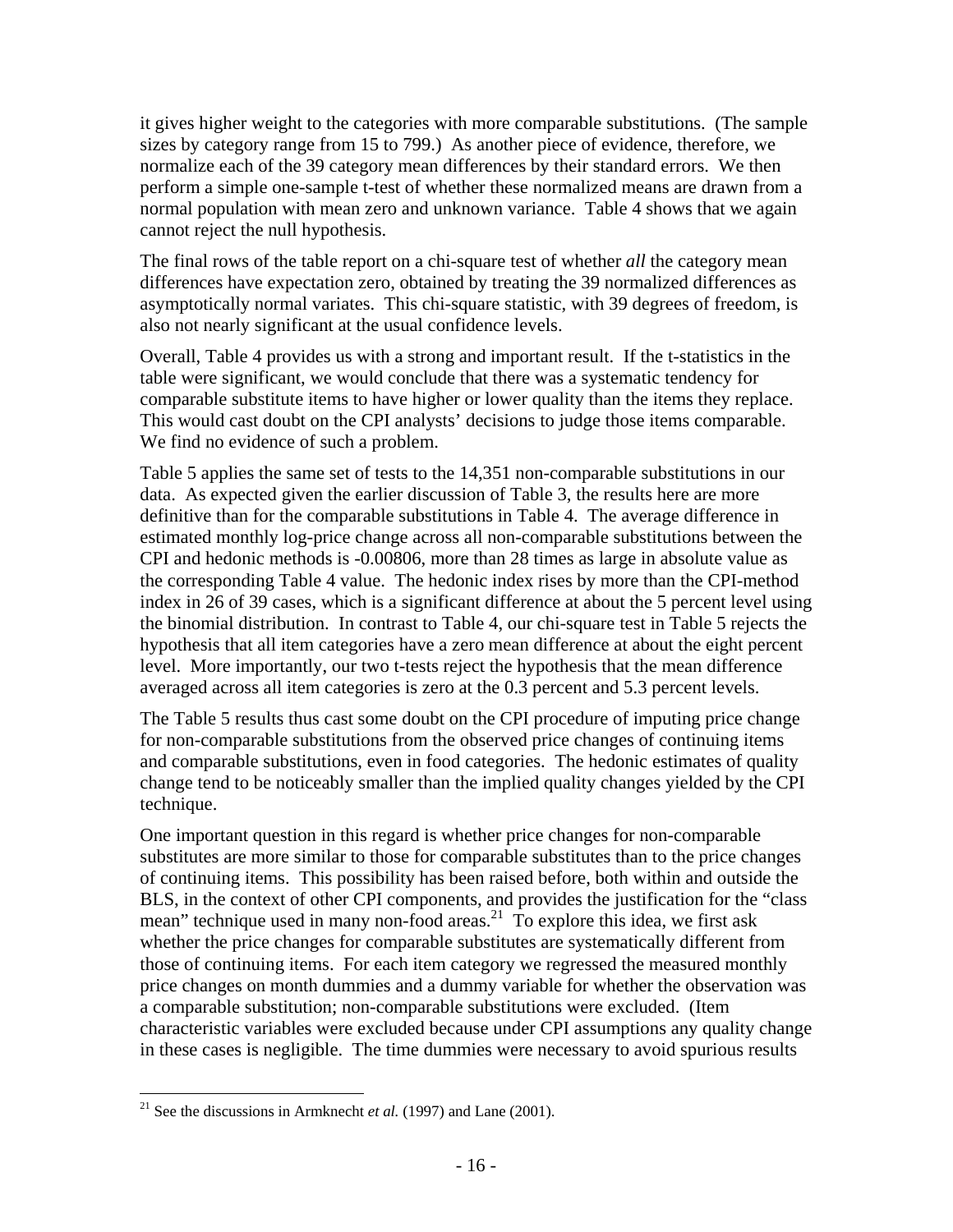it gives higher weight to the categories with more comparable substitutions. (The sample sizes by category range from 15 to 799.) As another piece of evidence, therefore, we normalize each of the 39 category mean differences by their standard errors. We then perform a simple one-sample t-test of whether these normalized means are drawn from a normal population with mean zero and unknown variance. Table 4 shows that we again cannot reject the null hypothesis.

The final rows of the table report on a chi-square test of whether *all* the category mean differences have expectation zero, obtained by treating the 39 normalized differences as asymptotically normal variates. This chi-square statistic, with 39 degrees of freedom, is also not nearly significant at the usual confidence levels.

Overall, Table 4 provides us with a strong and important result. If the t-statistics in the table were significant, we would conclude that there was a systematic tendency for comparable substitute items to have higher or lower quality than the items they replace. This would cast doubt on the CPI analysts' decisions to judge those items comparable. We find no evidence of such a problem.

Table 5 applies the same set of tests to the 14,351 non-comparable substitutions in our data. As expected given the earlier discussion of Table 3, the results here are more definitive than for the comparable substitutions in Table 4. The average difference in estimated monthly log-price change across all non-comparable substitutions between the CPI and hedonic methods is -0.00806, more than 28 times as large in absolute value as the corresponding Table 4 value. The hedonic index rises by more than the CPI-method index in 26 of 39 cases, which is a significant difference at about the 5 percent level using the binomial distribution. In contrast to Table 4, our chi-square test in Table 5 rejects the hypothesis that all item categories have a zero mean difference at about the eight percent level. More importantly, our two t-tests reject the hypothesis that the mean difference averaged across all item categories is zero at the 0.3 percent and 5.3 percent levels.

The Table 5 results thus cast some doubt on the CPI procedure of imputing price change for non-comparable substitutions from the observed price changes of continuing items and comparable substitutions, even in food categories. The hedonic estimates of quality change tend to be noticeably smaller than the implied quality changes yielded by the CPI technique.

One important question in this regard is whether price changes for non-comparable substitutes are more similar to those for comparable substitutes than to the price changes of continuing items. This possibility has been raised before, both within and outside the BLS, in the context of other CPI components, and provides the justification for the "class mean" technique used in many non-food areas.[21] To explore this idea, we first ask whether the price changes for comparable substitutes are systematically different from those of continuing items. For each item category we regressed the measured monthly price changes on month dummies and a dummy variable for whether the observation was a comparable substitution; non-comparable substitutions were excluded. (Item characteristic variables were excluded because under CPI assumptions any quality change in these cases is negligible. The time dummies were necessary to avoid spurious results

[21] See the discussions in Armknecht *et al.* (1997) and Lane (2001).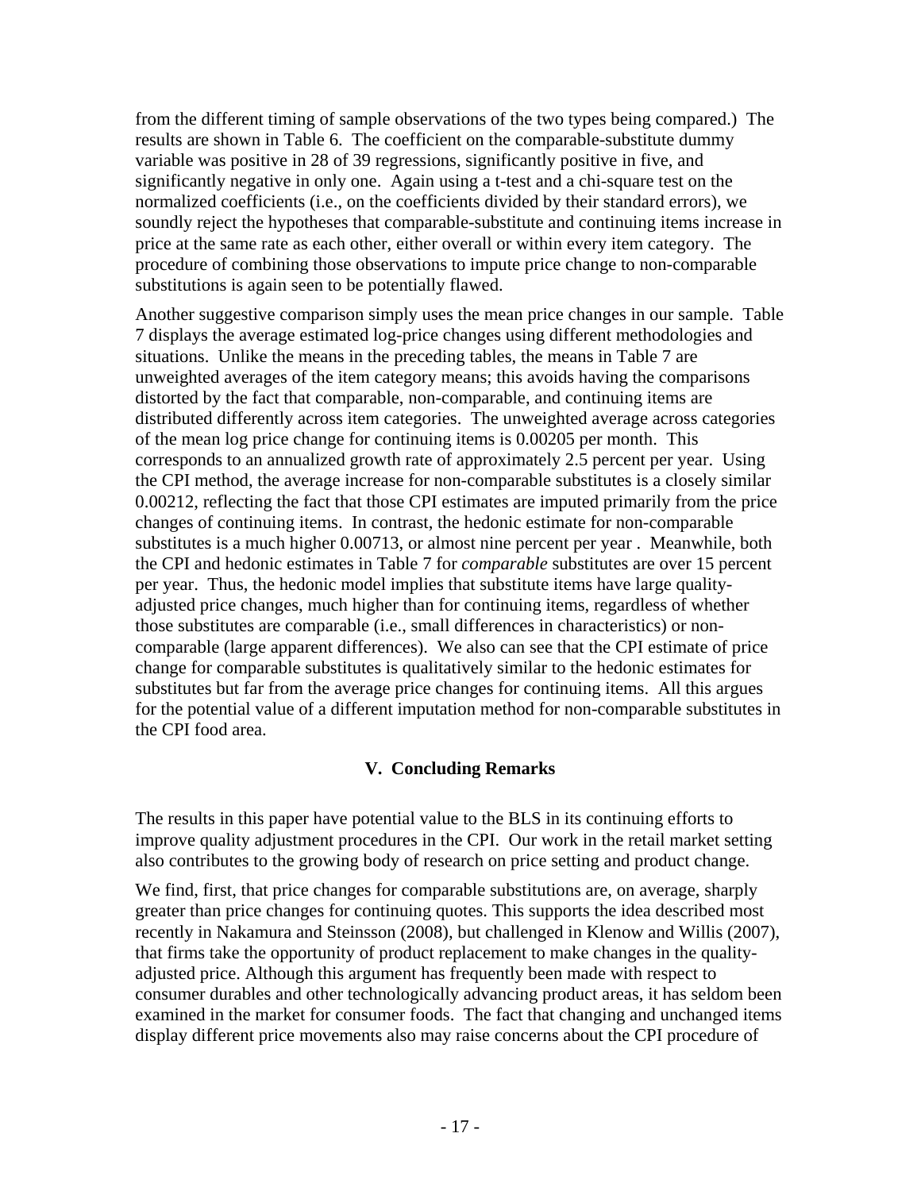from the different timing of sample observations of the two types being compared.) The results are shown in Table 6. The coefficient on the comparable-substitute dummy variable was positive in 28 of 39 regressions, significantly positive in five, and significantly negative in only one. Again using a t-test and a chi-square test on the normalized coefficients (i.e., on the coefficients divided by their standard errors), we soundly reject the hypotheses that comparable-substitute and continuing items increase in price at the same rate as each other, either overall or within every item category. The procedure of combining those observations to impute price change to non-comparable substitutions is again seen to be potentially flawed.

Another suggestive comparison simply uses the mean price changes in our sample. Table 7 displays the average estimated log-price changes using different methodologies and situations. Unlike the means in the preceding tables, the means in Table 7 are unweighted averages of the item category means; this avoids having the comparisons distorted by the fact that comparable, non-comparable, and continuing items are distributed differently across item categories. The unweighted average across categories of the mean log price change for continuing items is 0.00205 per month. This corresponds to an annualized growth rate of approximately 2.5 percent per year. Using the CPI method, the average increase for non-comparable substitutes is a closely similar 0.00212, reflecting the fact that those CPI estimates are imputed primarily from the price changes of continuing items. In contrast, the hedonic estimate for non-comparable substitutes is a much higher 0.00713, or almost nine percent per year . Meanwhile, both the CPI and hedonic estimates in Table 7 for *comparable* substitutes are over 15 percent per year. Thus, the hedonic model implies that substitute items have large quality-adjusted price changes, much higher than for continuing items, regardless of whether those substitutes are comparable (i.e., small differences in characteristics) or non-comparable (large apparent differences). We also can see that the CPI estimate of price change for comparable substitutes is qualitatively similar to the hedonic estimates for substitutes but far from the average price changes for continuing items. All this argues for the potential value of a different imputation method for non-comparable substitutes in the CPI food area.

## V. Concluding Remarks

The results in this paper have potential value to the BLS in its continuing efforts to improve quality adjustment procedures in the CPI. Our work in the retail market setting also contributes to the growing body of research on price setting and product change.

We find, first, that price changes for comparable substitutions are, on average, sharply greater than price changes for continuing quotes. This supports the idea described most recently in Nakamura and Steinsson (2008), but challenged in Klenow and Willis (2007), that firms take the opportunity of product replacement to make changes in the quality-adjusted price. Although this argument has frequently been made with respect to consumer durables and other technologically advancing product areas, it has seldom been examined in the market for consumer foods. The fact that changing and unchanged items display different price movements also may raise concerns about the CPI procedure of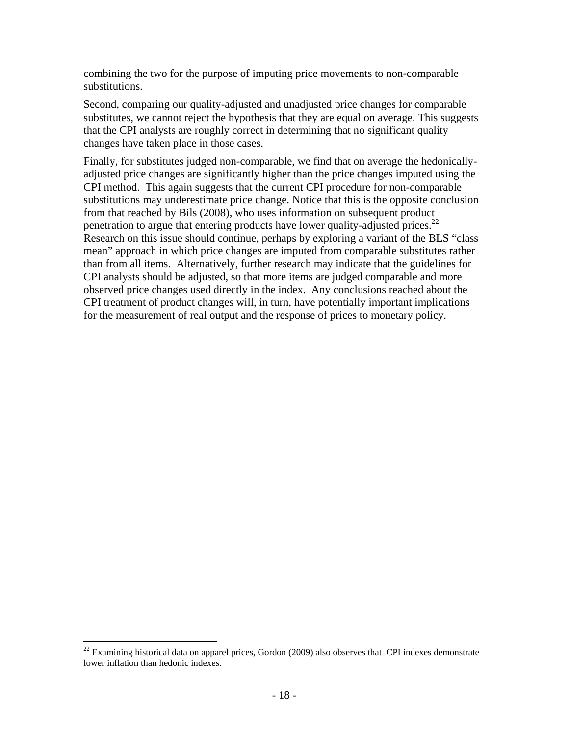combining the two for the purpose of imputing price movements to non-comparable substitutions.

Second, comparing our quality-adjusted and unadjusted price changes for comparable substitutes, we cannot reject the hypothesis that they are equal on average. This suggests that the CPI analysts are roughly correct in determining that no significant quality changes have taken place in those cases.

Finally, for substitutes judged non-comparable, we find that on average the hedonically-adjusted price changes are significantly higher than the price changes imputed using the CPI method. This again suggests that the current CPI procedure for non-comparable substitutions may underestimate price change. Notice that this is the opposite conclusion from that reached by Bils (2008), who uses information on subsequent product penetration to argue that entering products have lower quality-adjusted prices.[22] Research on this issue should continue, perhaps by exploring a variant of the BLS "class mean" approach in which price changes are imputed from comparable substitutes rather than from all items. Alternatively, further research may indicate that the guidelines for CPI analysts should be adjusted, so that more items are judged comparable and more observed price changes used directly in the index. Any conclusions reached about the CPI treatment of product changes will, in turn, have potentially important implications for the measurement of real output and the response of prices to monetary policy.

[22] Examining historical data on apparel prices, Gordon (2009) also observes that CPI indexes demonstrate lower inflation than hedonic indexes.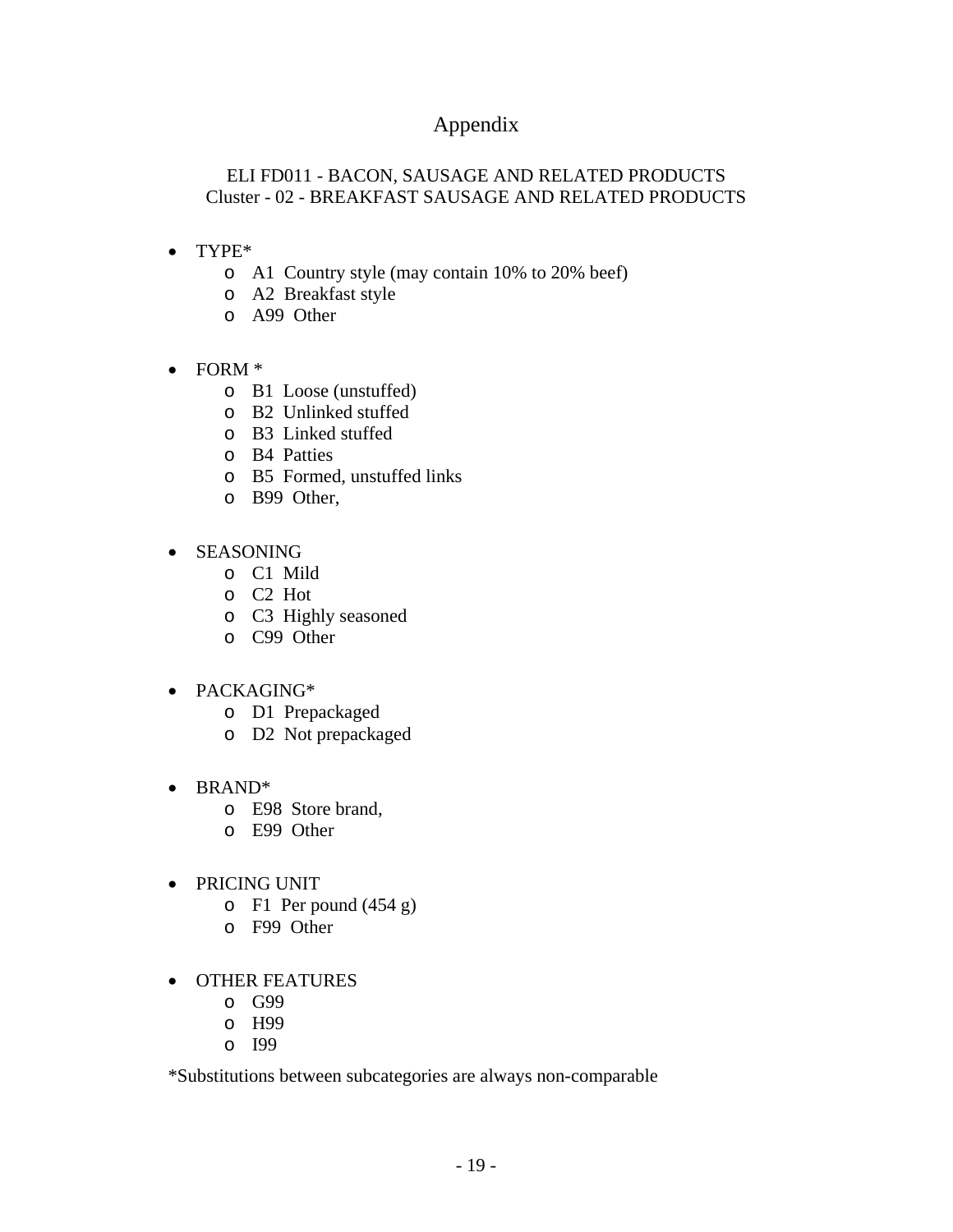# Appendix

ELI FD011 - BACON, SAUSAGE AND RELATED PRODUCTS
Cluster - 02 - BREAKFAST SAUSAGE AND RELATED PRODUCTS

- TYPE*
  - A1 Country style (may contain 10% to 20% beef)
  - A2 Breakfast style
  - A99 Other

- FORM *
  - B1 Loose (unstuffed)
  - B2 Unlinked stuffed
  - B3 Linked stuffed
  - B4 Patties
  - B5 Formed, unstuffed links
  - B99 Other,

- SEASONING
  - C1 Mild
  - C2 Hot
  - C3 Highly seasoned
  - C99 Other

- PACKAGING*
  - D1 Prepackaged
  - D2 Not prepackaged

- BRAND*
  - E98 Store brand,
  - E99 Other

- PRICING UNIT
  - F1 Per pound (454 g)
  - F99 Other

- OTHER FEATURES
  - G99
  - H99
  - I99

*Substitutions between subcategories are always non-comparable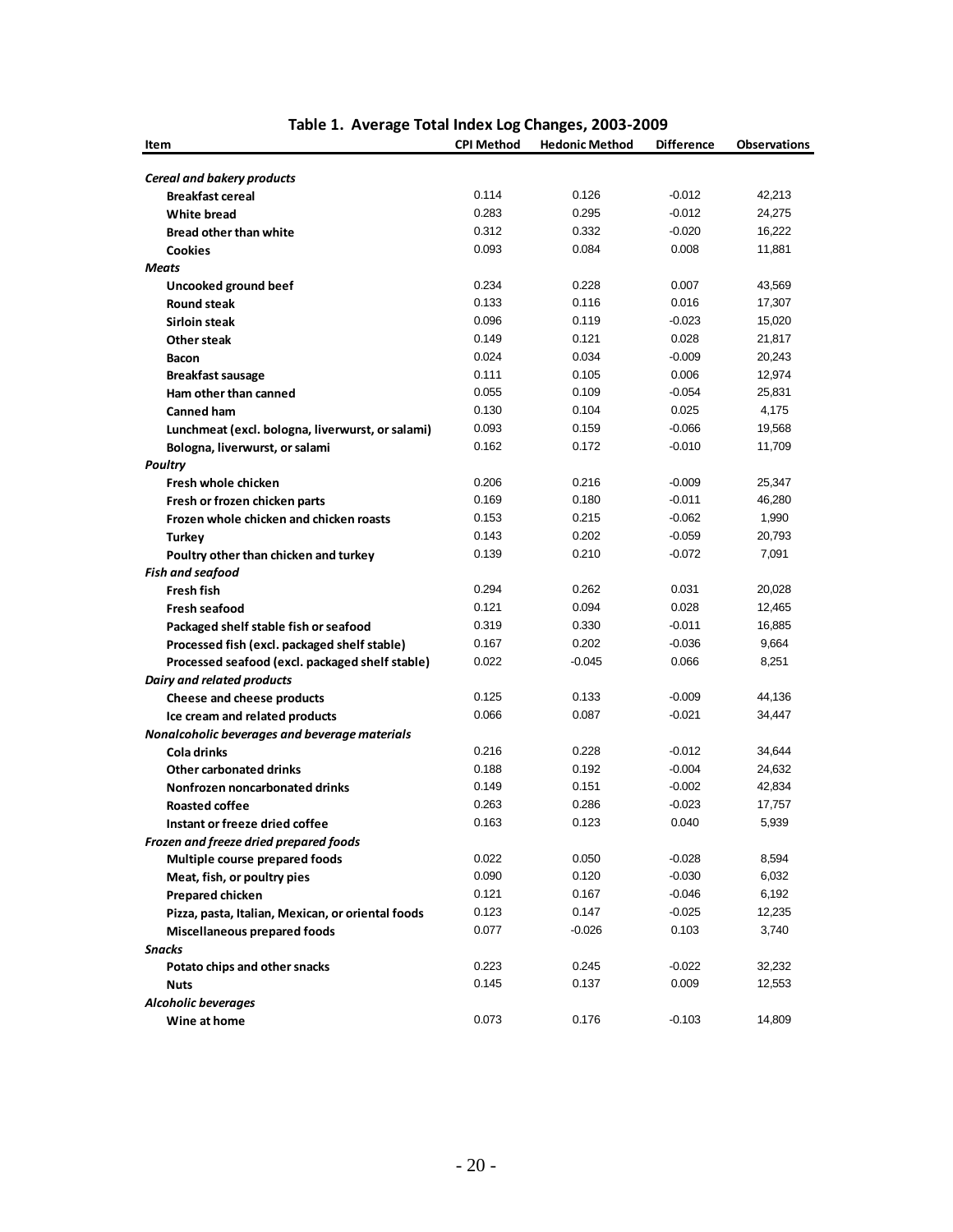**Table 1. Average Total Index Log Changes, 2003-2009**

| Item | CPI Method | Hedonic Method | Difference | Observations |
|---|---|---|---|---|
| ***Cereal and bakery products*** | | | | |
| **Breakfast cereal** | 0.114 | 0.126 | -0.012 | 42,213 |
| **White bread** | 0.283 | 0.295 | -0.012 | 24,275 |
| **Bread other than white** | 0.312 | 0.332 | -0.020 | 16,222 |
| **Cookies** | 0.093 | 0.084 | 0.008 | 11,881 |
| ***Meats*** | | | | |
| **Uncooked ground beef** | 0.234 | 0.228 | 0.007 | 43,569 |
| **Round steak** | 0.133 | 0.116 | 0.016 | 17,307 |
| **Sirloin steak** | 0.096 | 0.119 | -0.023 | 15,020 |
| **Other steak** | 0.149 | 0.121 | 0.028 | 21,817 |
| **Bacon** | 0.024 | 0.034 | -0.009 | 20,243 |
| **Breakfast sausage** | 0.111 | 0.105 | 0.006 | 12,974 |
| **Ham other than canned** | 0.055 | 0.109 | -0.054 | 25,831 |
| **Canned ham** | 0.130 | 0.104 | 0.025 | 4,175 |
| **Lunchmeat (excl. bologna, liverwurst, or salami)** | 0.093 | 0.159 | -0.066 | 19,568 |
| **Bologna, liverwurst, or salami** | 0.162 | 0.172 | -0.010 | 11,709 |
| ***Poultry*** | | | | |
| **Fresh whole chicken** | 0.206 | 0.216 | -0.009 | 25,347 |
| **Fresh or frozen chicken parts** | 0.169 | 0.180 | -0.011 | 46,280 |
| **Frozen whole chicken and chicken roasts** | 0.153 | 0.215 | -0.062 | 1,990 |
| **Turkey** | 0.143 | 0.202 | -0.059 | 20,793 |
| **Poultry other than chicken and turkey** | 0.139 | 0.210 | -0.072 | 7,091 |
| ***Fish and seafood*** | | | | |
| **Fresh fish** | 0.294 | 0.262 | 0.031 | 20,028 |
| **Fresh seafood** | 0.121 | 0.094 | 0.028 | 12,465 |
| **Packaged shelf stable fish or seafood** | 0.319 | 0.330 | -0.011 | 16,885 |
| **Processed fish (excl. packaged shelf stable)** | 0.167 | 0.202 | -0.036 | 9,664 |
| **Processed seafood (excl. packaged shelf stable)** | 0.022 | -0.045 | 0.066 | 8,251 |
| ***Dairy and related products*** | | | | |
| **Cheese and cheese products** | 0.125 | 0.133 | -0.009 | 44,136 |
| **Ice cream and related products** | 0.066 | 0.087 | -0.021 | 34,447 |
| ***Nonalcoholic beverages and beverage materials*** | | | | |
| **Cola drinks** | 0.216 | 0.228 | -0.012 | 34,644 |
| **Other carbonated drinks** | 0.188 | 0.192 | -0.004 | 24,632 |
| **Nonfrozen noncarbonated drinks** | 0.149 | 0.151 | -0.002 | 42,834 |
| **Roasted coffee** | 0.263 | 0.286 | -0.023 | 17,757 |
| **Instant or freeze dried coffee** | 0.163 | 0.123 | 0.040 | 5,939 |
| ***Frozen and freeze dried prepared foods*** | | | | |
| **Multiple course prepared foods** | 0.022 | 0.050 | -0.028 | 8,594 |
| **Meat, fish, or poultry pies** | 0.090 | 0.120 | -0.030 | 6,032 |
| **Prepared chicken** | 0.121 | 0.167 | -0.046 | 6,192 |
| **Pizza, pasta, Italian, Mexican, or oriental foods** | 0.123 | 0.147 | -0.025 | 12,235 |
| **Miscellaneous prepared foods** | 0.077 | -0.026 | 0.103 | 3,740 |
| ***Snacks*** | | | | |
| **Potato chips and other snacks** | 0.223 | 0.245 | -0.022 | 32,232 |
| **Nuts** | 0.145 | 0.137 | 0.009 | 12,553 |
| ***Alcoholic beverages*** | | | | |
| **Wine at home** | 0.073 | 0.176 | -0.103 | 14,809 |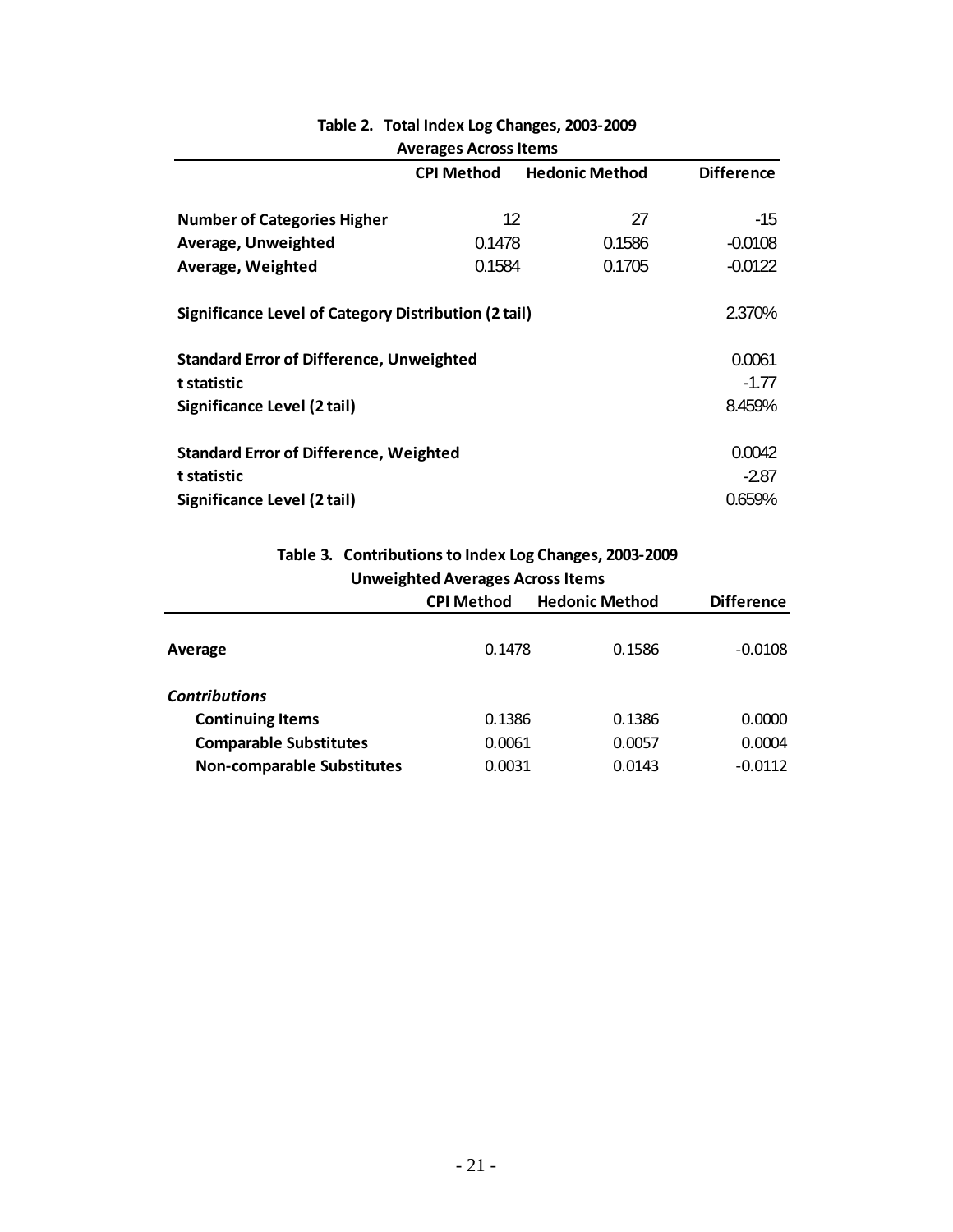**Table 2. Total Index Log Changes, 2003-2009**

**Averages Across Items**

| | CPI Method | Hedonic Method | Difference |
|---|---|---|---|
| **Number of Categories Higher** | 12 | 27 | -15 |
| **Average, Unweighted** | 0.1478 | 0.1586 | -0.0108 |
| **Average, Weighted** | 0.1584 | 0.1705 | -0.0122 |
| | | | |
| **Significance Level of Category Distribution (2 tail)** | | | 2.370% |
| | | | |
| **Standard Error of Difference, Unweighted** | | | 0.0061 |
| **t statistic** | | | -1.77 |
| **Significance Level (2 tail)** | | | 8.459% |
| | | | |
| **Standard Error of Difference, Weighted** | | | 0.0042 |
| **t statistic** | | | -2.87 |
| **Significance Level (2 tail)** | | | 0.659% |

**Table 3. Contributions to Index Log Changes, 2003-2009**

**Unweighted Averages Across Items**

| | CPI Method | Hedonic Method | Difference |
|---|---|---|---|
| **Average** | 0.1478 | 0.1586 | -0.0108 |
| | | | |
| ***Contributions*** | | | |
| **Continuing Items** | 0.1386 | 0.1386 | 0.0000 |
| **Comparable Substitutes** | 0.0061 | 0.0057 | 0.0004 |
| **Non-comparable Substitutes** | 0.0031 | 0.0143 | -0.0112 |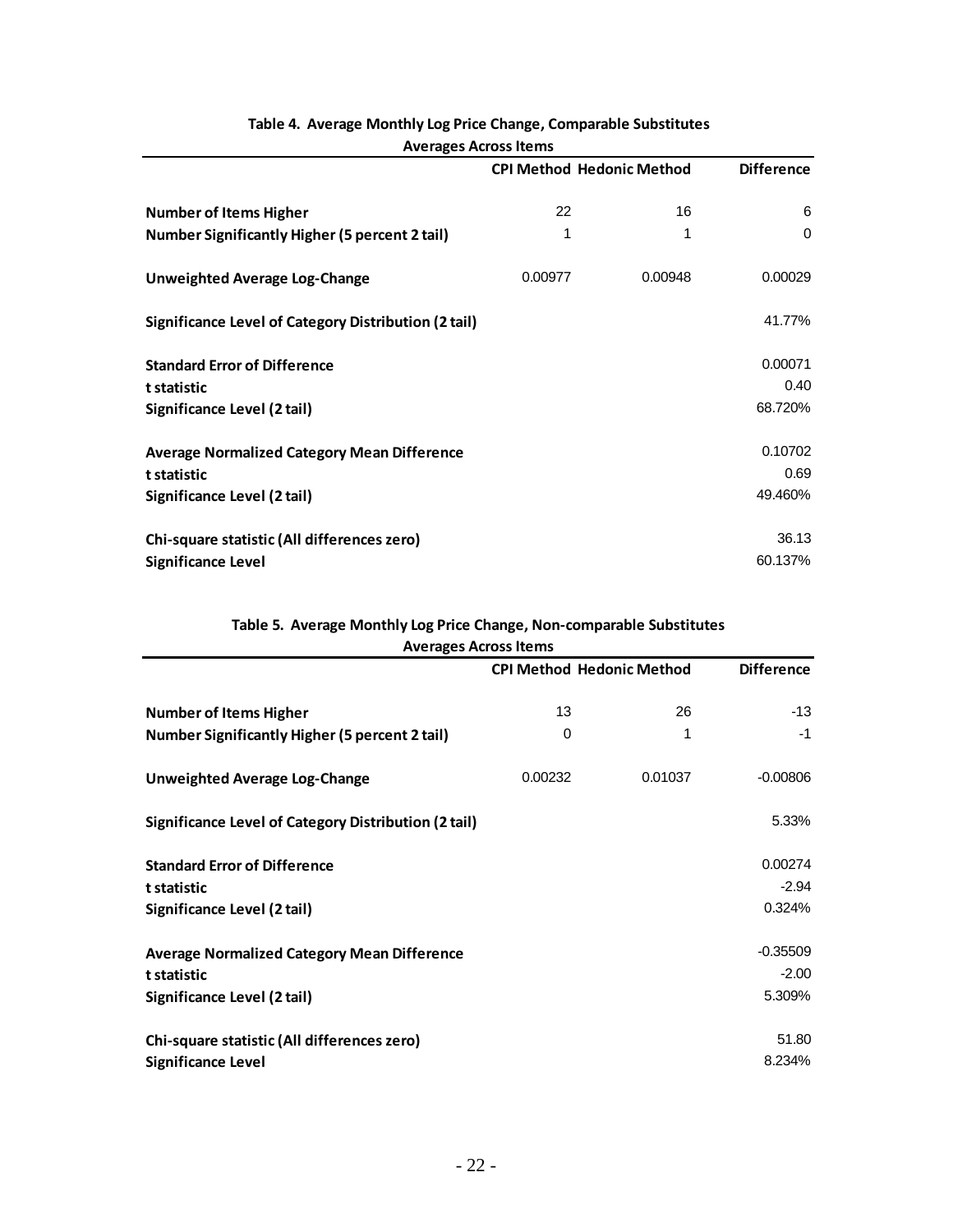**Table 4. Average Monthly Log Price Change, Comparable Substitutes**

**Averages Across Items**

| | CPI Method | Hedonic Method | Difference |
|---|---|---|---|
| **Number of Items Higher** | 22 | 16 | 6 |
| **Number Significantly Higher (5 percent 2 tail)** | 1 | 1 | 0 |
| **Unweighted Average Log-Change** | 0.00977 | 0.00948 | 0.00029 |
| **Significance Level of Category Distribution (2 tail)** | | | 41.77% |
| **Standard Error of Difference** | | | 0.00071 |
| **t statistic** | | | 0.40 |
| **Significance Level (2 tail)** | | | 68.720% |
| **Average Normalized Category Mean Difference** | | | 0.10702 |
| **t statistic** | | | 0.69 |
| **Significance Level (2 tail)** | | | 49.460% |
| **Chi-square statistic (All differences zero)** | | | 36.13 |
| **Significance Level** | | | 60.137% |

**Table 5. Average Monthly Log Price Change, Non-comparable Substitutes**

**Averages Across Items**

| | CPI Method | Hedonic Method | Difference |
|---|---|---|---|
| **Number of Items Higher** | 13 | 26 | -13 |
| **Number Significantly Higher (5 percent 2 tail)** | 0 | 1 | -1 |
| **Unweighted Average Log-Change** | 0.00232 | 0.01037 | -0.00806 |
| **Significance Level of Category Distribution (2 tail)** | | | 5.33% |
| **Standard Error of Difference** | | | 0.00274 |
| **t statistic** | | | -2.94 |
| **Significance Level (2 tail)** | | | 0.324% |
| **Average Normalized Category Mean Difference** | | | -0.35509 |
| **t statistic** | | | -2.00 |
| **Significance Level (2 tail)** | | | 5.309% |
| **Chi-square statistic (All differences zero)** | | | 51.80 |
| **Significance Level** | | | 8.234% |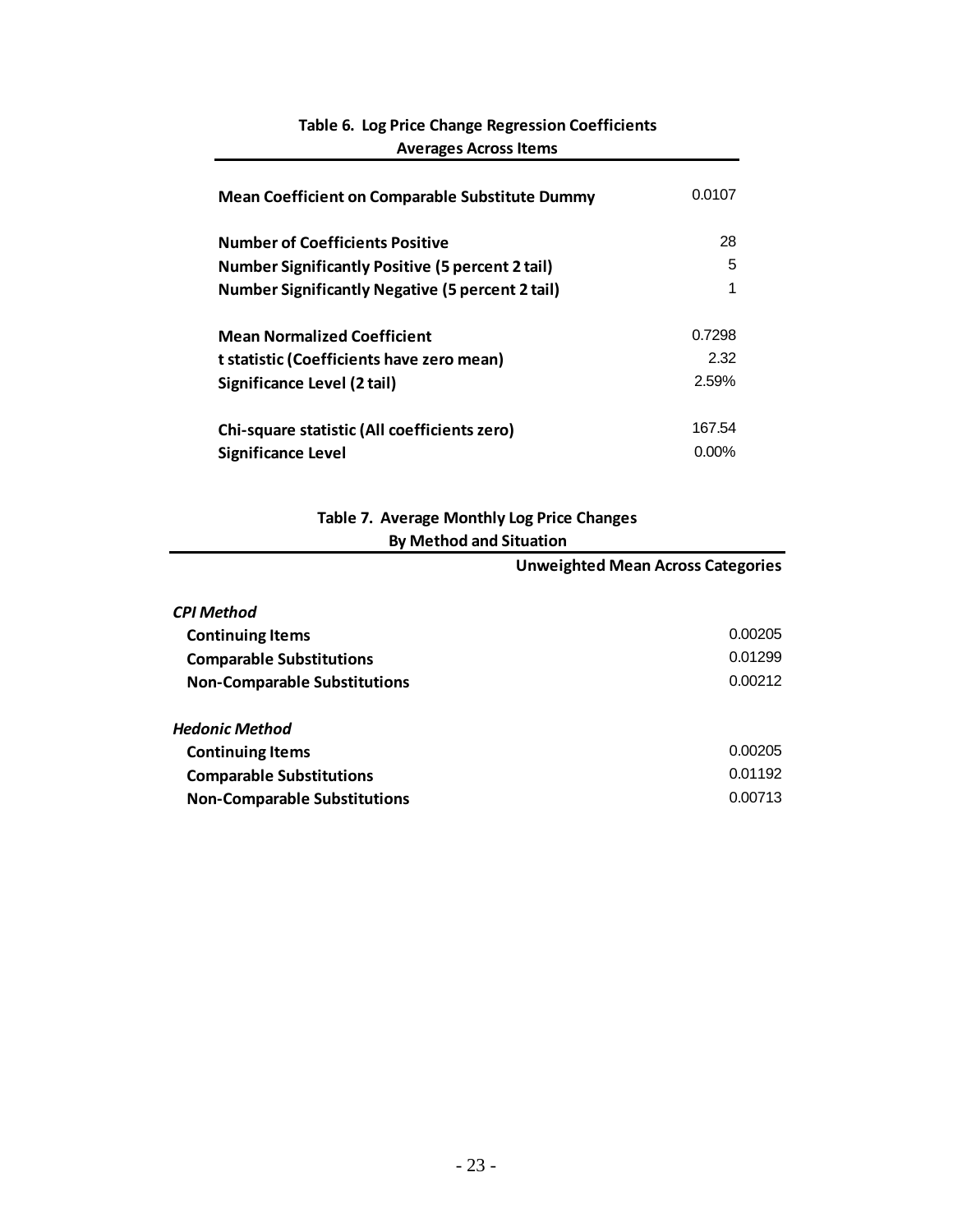**Table 6. Log Price Change Regression Coefficients**
**Averages Across Items**

| | |
|---|---|
| **Mean Coefficient on Comparable Substitute Dummy** | 0.0107 |
| | |
| **Number of Coefficients Positive** | 28 |
| **Number Significantly Positive (5 percent 2 tail)** | 5 |
| **Number Significantly Negative (5 percent 2 tail)** | 1 |
| | |
| **Mean Normalized Coefficient** | 0.7298 |
| **t statistic (Coefficients have zero mean)** | 2.32 |
| **Significance Level (2 tail)** | 2.59% |
| | |
| **Chi-square statistic (All coefficients zero)** | 167.54 |
| **Significance Level** | 0.00% |

**Table 7. Average Monthly Log Price Changes**
**By Method and Situation**

| | **Unweighted Mean Across Categories** |
|---|---|
| ***CPI Method*** | |
| **Continuing Items** | 0.00205 |
| **Comparable Substitutions** | 0.01299 |
| **Non-Comparable Substitutions** | 0.00212 |
| | |
| ***Hedonic Method*** | |
| **Continuing Items** | 0.00205 |
| **Comparable Substitutions** | 0.01192 |
| **Non-Comparable Substitutions** | 0.00713 |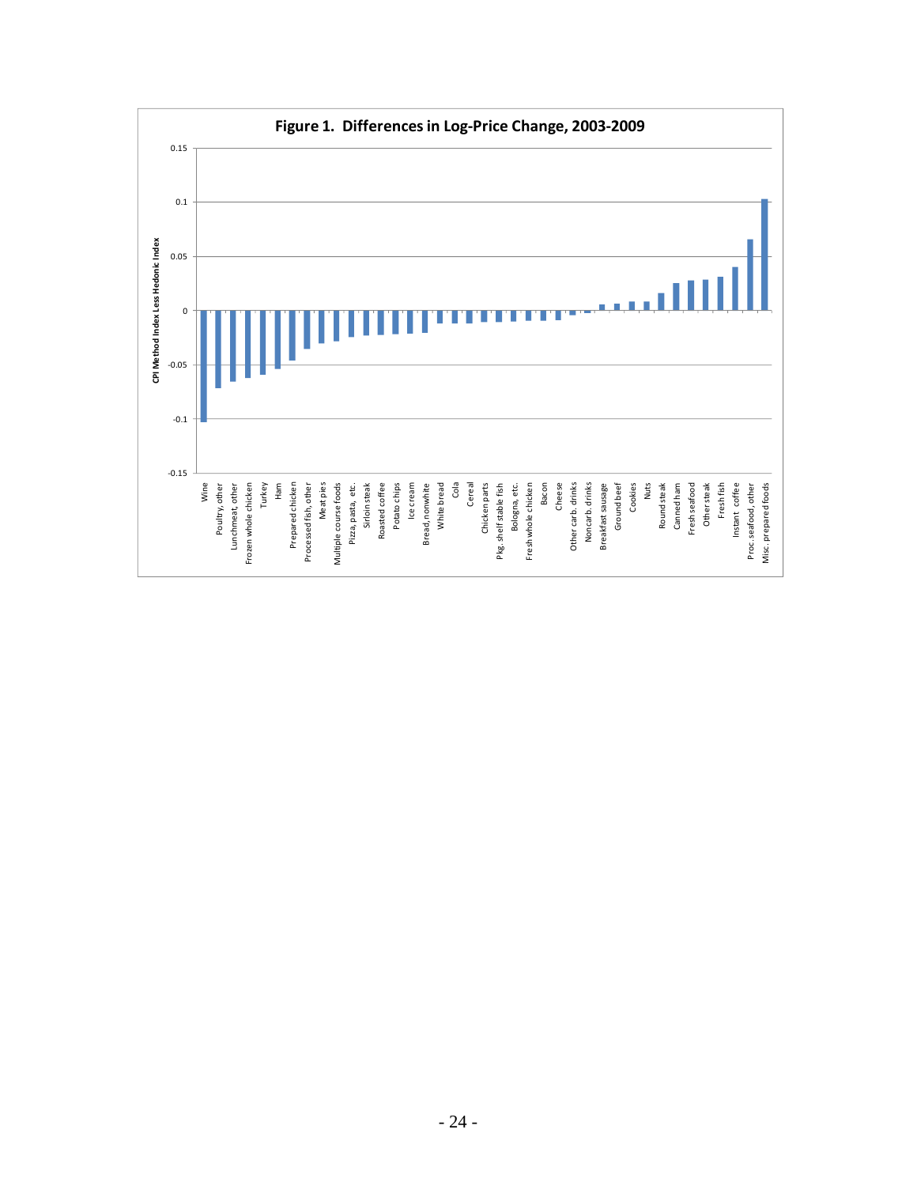**Figure 1. Differences in Log-Price Change, 2003-2009**

CPI Method Index Less Hedonic Index

0.15
0.1
0.05
0
-0.05
-0.1
-0.15

Wine
Poultry, other
Lunchmeat, other
Frozen whole chicken
Turkey
Ham
Prepared chicken
Processed fish, other
Meat pies
Multiple course foods
Pizza, pasta, etc.
Sirloin steak
Roasted coffee
Potato chips
Ice cream
Bread, nonwhite
White bread
Cola
Cereal
Chicken parts
Pkg. shelf stable fish
Bologna, etc.
Fresh whole chicken
Bacon
Cheese
Other carb. drinks
Noncarb. drinks
Breakfast sausage
Ground beef
Cookies
Nuts
Round steak
Canned ham
Fresh seafood
Other steak
Fresh fish
Instant coffee
Proc. seafood, other
Misc. prepared foods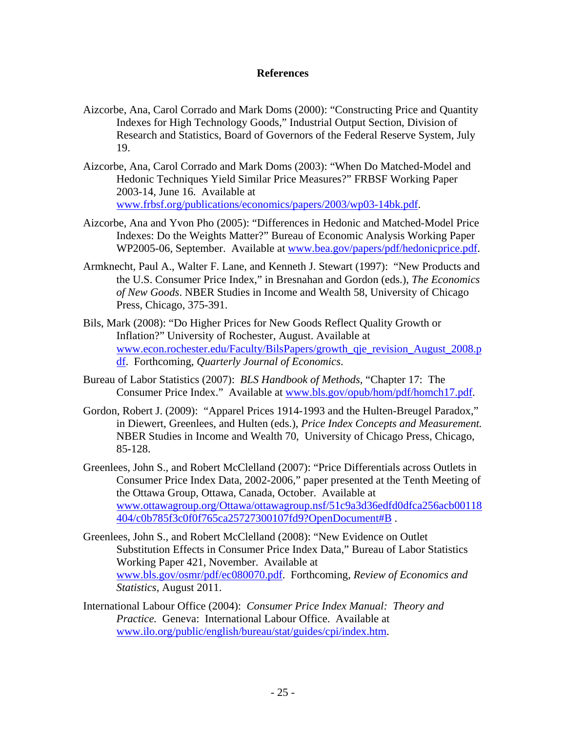## References

Aizcorbe, Ana, Carol Corrado and Mark Doms (2000): "Constructing Price and Quantity Indexes for High Technology Goods," Industrial Output Section, Division of Research and Statistics, Board of Governors of the Federal Reserve System, July 19.

Aizcorbe, Ana, Carol Corrado and Mark Doms (2003): "When Do Matched-Model and Hedonic Techniques Yield Similar Price Measures?" FRBSF Working Paper 2003-14, June 16. Available at www.frbsf.org/publications/economics/papers/2003/wp03-14bk.pdf.

Aizcorbe, Ana and Yvon Pho (2005): "Differences in Hedonic and Matched-Model Price Indexes: Do the Weights Matter?" Bureau of Economic Analysis Working Paper WP2005-06, September. Available at www.bea.gov/papers/pdf/hedonicprice.pdf.

Armknecht, Paul A., Walter F. Lane, and Kenneth J. Stewart (1997): "New Products and the U.S. Consumer Price Index," in Bresnahan and Gordon (eds.), *The Economics of New Goods*. NBER Studies in Income and Wealth 58, University of Chicago Press, Chicago, 375-391.

Bils, Mark (2008): "Do Higher Prices for New Goods Reflect Quality Growth or Inflation?" University of Rochester, August. Available at www.econ.rochester.edu/Faculty/BilsPapers/growth_qje_revision_August_2008.pdf. Forthcoming, *Quarterly Journal of Economics*.

Bureau of Labor Statistics (2007): *BLS Handbook of Methods*, "Chapter 17: The Consumer Price Index." Available at www.bls.gov/opub/hom/pdf/homch17.pdf.

Gordon, Robert J. (2009): "Apparel Prices 1914-1993 and the Hulten-Breugel Paradox," in Diewert, Greenlees, and Hulten (eds.), *Price Index Concepts and Measurement.* NBER Studies in Income and Wealth 70, University of Chicago Press, Chicago, 85-128.

Greenlees, John S., and Robert McClelland (2007): "Price Differentials across Outlets in Consumer Price Index Data, 2002-2006," paper presented at the Tenth Meeting of the Ottawa Group, Ottawa, Canada, October. Available at www.ottawagroup.org/Ottawa/ottawagroup.nsf/51c9a3d36edfd0dfca256acb00118404/c0b785f3c0f0f765ca25727300107fd9?OpenDocument#B .

Greenlees, John S., and Robert McClelland (2008): "New Evidence on Outlet Substitution Effects in Consumer Price Index Data," Bureau of Labor Statistics Working Paper 421, November. Available at www.bls.gov/osmr/pdf/ec080070.pdf. Forthcoming, *Review of Economics and Statistics*, August 2011.

International Labour Office (2004): *Consumer Price Index Manual: Theory and Practice.* Geneva: International Labour Office. Available at www.ilo.org/public/english/bureau/stat/guides/cpi/index.htm.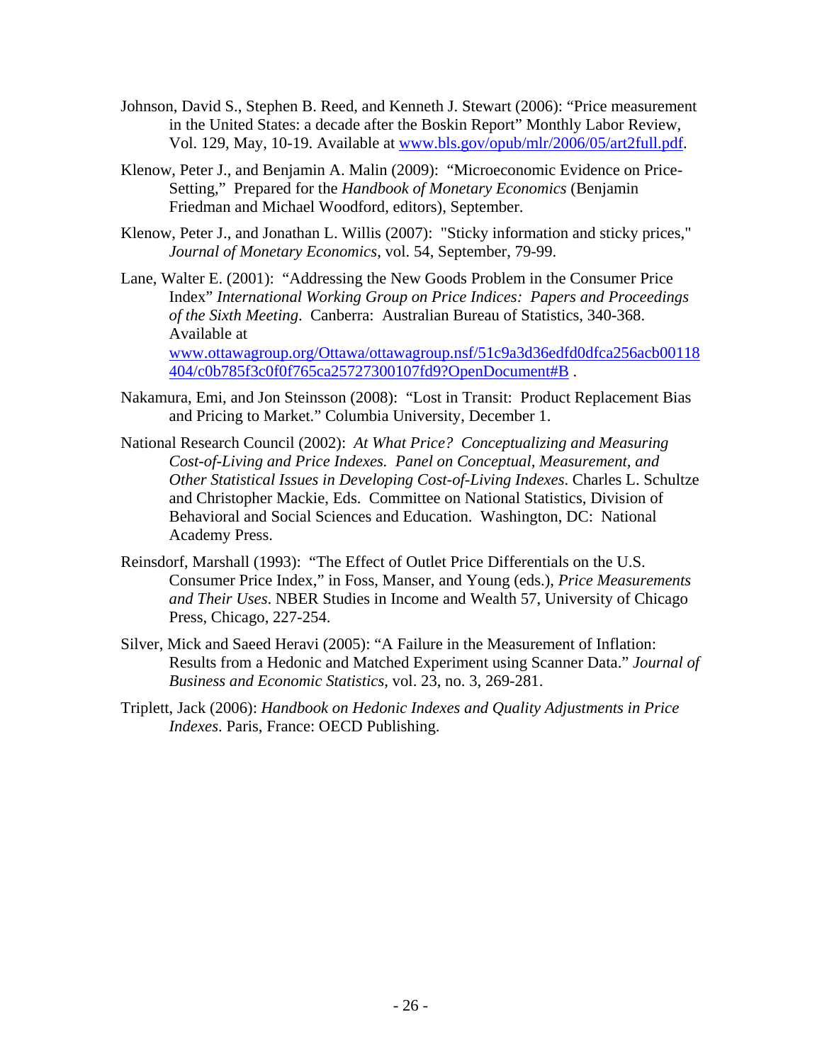Johnson, David S., Stephen B. Reed, and Kenneth J. Stewart (2006): "Price measurement in the United States: a decade after the Boskin Report" Monthly Labor Review, Vol. 129, May, 10-19. Available at www.bls.gov/opub/mlr/2006/05/art2full.pdf.

Klenow, Peter J., and Benjamin A. Malin (2009): "Microeconomic Evidence on Price-Setting," Prepared for the *Handbook of Monetary Economics* (Benjamin Friedman and Michael Woodford, editors), September.

Klenow, Peter J., and Jonathan L. Willis (2007): "Sticky information and sticky prices," *Journal of Monetary Economics*, vol. 54, September, 79-99.

Lane, Walter E. (2001): "Addressing the New Goods Problem in the Consumer Price Index" *International Working Group on Price Indices: Papers and Proceedings of the Sixth Meeting*. Canberra: Australian Bureau of Statistics, 340-368. Available at www.ottawagroup.org/Ottawa/ottawagroup.nsf/51c9a3d36edfd0dfca256acb00118404/c0b785f3c0f0f765ca25727300107fd9?OpenDocument#B .

Nakamura, Emi, and Jon Steinsson (2008): "Lost in Transit: Product Replacement Bias and Pricing to Market." Columbia University, December 1.

National Research Council (2002): *At What Price? Conceptualizing and Measuring Cost-of-Living and Price Indexes. Panel on Conceptual, Measurement, and Other Statistical Issues in Developing Cost-of-Living Indexes*. Charles L. Schultze and Christopher Mackie, Eds. Committee on National Statistics, Division of Behavioral and Social Sciences and Education. Washington, DC: National Academy Press.

Reinsdorf, Marshall (1993): "The Effect of Outlet Price Differentials on the U.S. Consumer Price Index," in Foss, Manser, and Young (eds.), *Price Measurements and Their Uses*. NBER Studies in Income and Wealth 57, University of Chicago Press, Chicago, 227-254.

Silver, Mick and Saeed Heravi (2005): "A Failure in the Measurement of Inflation: Results from a Hedonic and Matched Experiment using Scanner Data." *Journal of Business and Economic Statistics*, vol. 23, no. 3, 269-281.

Triplett, Jack (2006): *Handbook on Hedonic Indexes and Quality Adjustments in Price Indexes*. Paris, France: OECD Publishing.